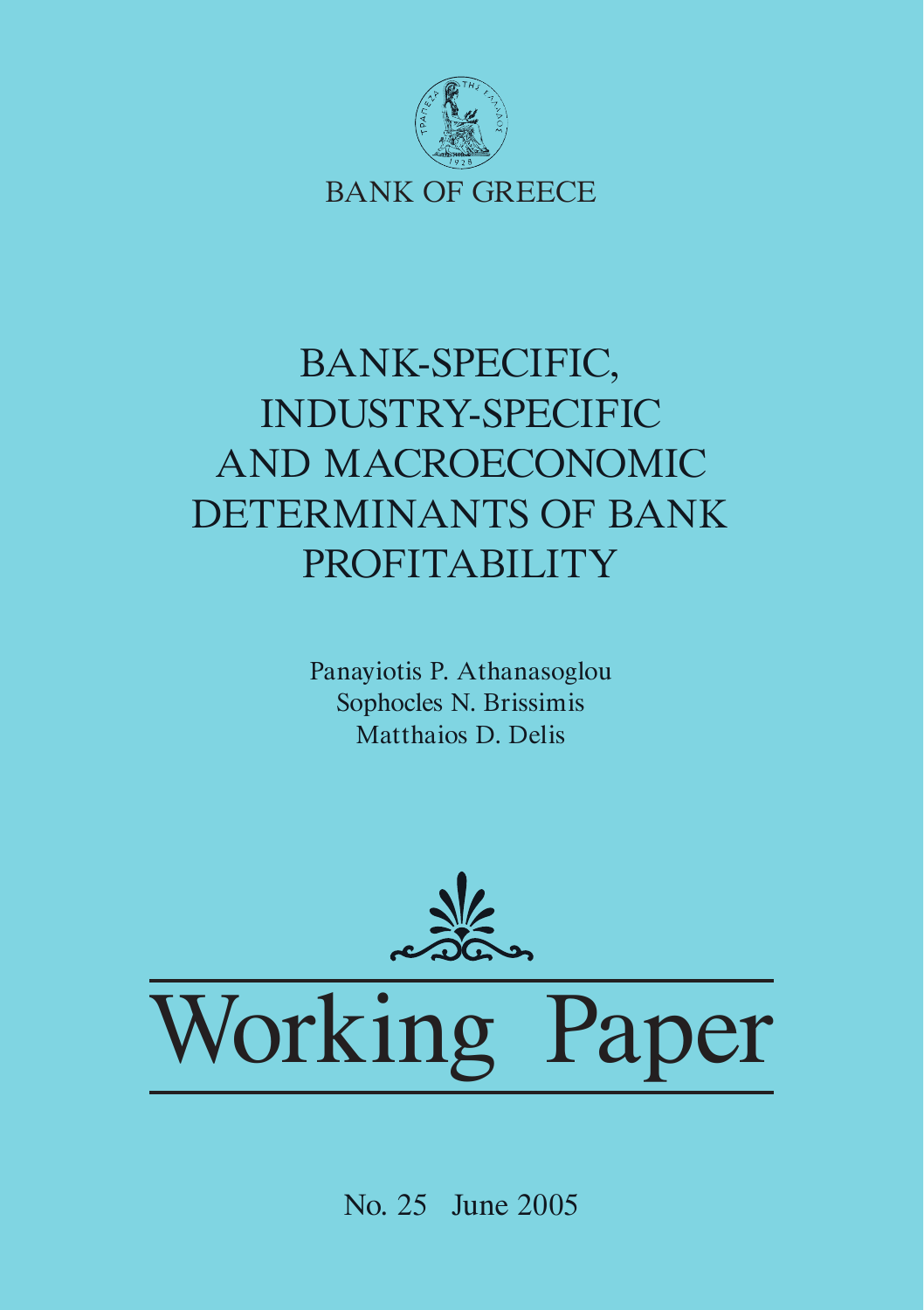BANK OF GREECE

# BANK-SPECIFIC, INDUSTRY-SPECIFIC AND MACROECONOMIC DETERMINANTS OF BANK PROFITABILITY

Panayiotis P. Athanasoglou
Sophocles N. Brissimis
Matthaios D. Delis

Working Paper

No. 25 June 2005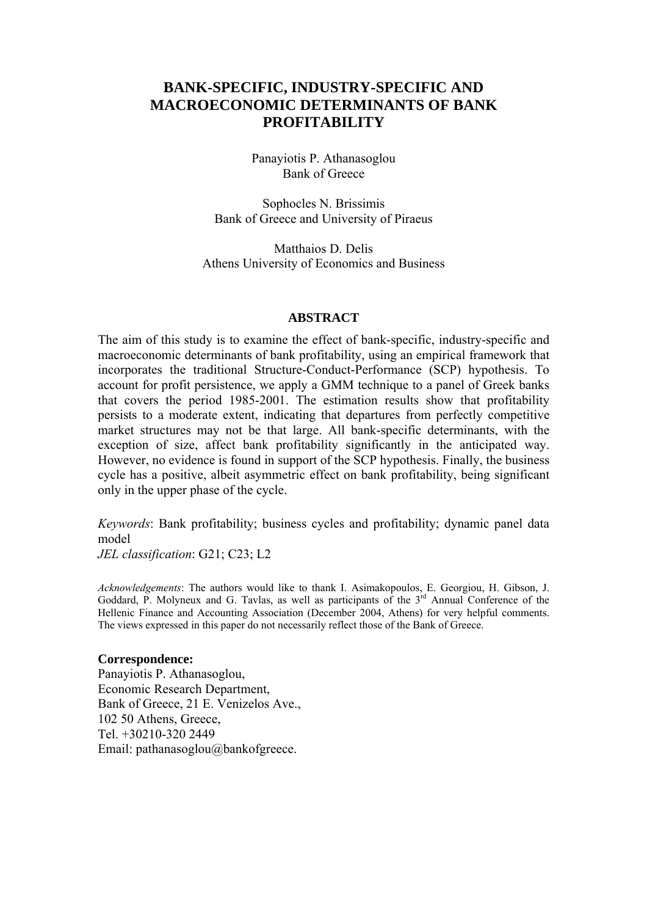# BANK-SPECIFIC, INDUSTRY-SPECIFIC AND MACROECONOMIC DETERMINANTS OF BANK PROFITABILITY

Panayiotis P. Athanasoglou
Bank of Greece

Sophocles N. Brissimis
Bank of Greece and University of Piraeus

Matthaios D. Delis
Athens University of Economics and Business

## ABSTRACT

The aim of this study is to examine the effect of bank-specific, industry-specific and macroeconomic determinants of bank profitability, using an empirical framework that incorporates the traditional Structure-Conduct-Performance (SCP) hypothesis. To account for profit persistence, we apply a GMM technique to a panel of Greek banks that covers the period 1985-2001. The estimation results show that profitability persists to a moderate extent, indicating that departures from perfectly competitive market structures may not be that large. All bank-specific determinants, with the exception of size, affect bank profitability significantly in the anticipated way. However, no evidence is found in support of the SCP hypothesis. Finally, the business cycle has a positive, albeit asymmetric effect on bank profitability, being significant only in the upper phase of the cycle.

*Keywords*: Bank profitability; business cycles and profitability; dynamic panel data model
*JEL classification*: G21; C23; L2

*Acknowledgements*: The authors would like to thank I. Asimakopoulos, E. Georgiou, H. Gibson, J. Goddard, P. Molyneux and G. Tavlas, as well as participants of the 3rd Annual Conference of the Hellenic Finance and Accounting Association (December 2004, Athens) for very helpful comments. The views expressed in this paper do not necessarily reflect those of the Bank of Greece.

**Correspondence:**
Panayiotis P. Athanasoglou,
Economic Research Department,
Bank of Greece, 21 E. Venizelos Ave.,
102 50 Athens, Greece,
Tel. +30210-320 2449
Email: pathanasoglou@bankofgreece.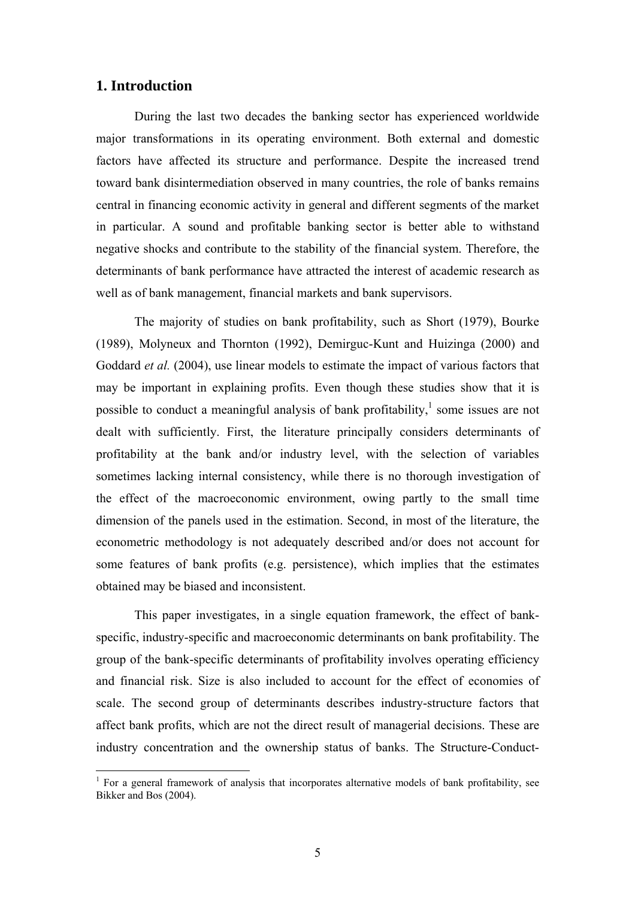## 1. Introduction

During the last two decades the banking sector has experienced worldwide major transformations in its operating environment. Both external and domestic factors have affected its structure and performance. Despite the increased trend toward bank disintermediation observed in many countries, the role of banks remains central in financing economic activity in general and different segments of the market in particular. A sound and profitable banking sector is better able to withstand negative shocks and contribute to the stability of the financial system. Therefore, the determinants of bank performance have attracted the interest of academic research as well as of bank management, financial markets and bank supervisors.

The majority of studies on bank profitability, such as Short (1979), Bourke (1989), Molyneux and Thornton (1992), Demirguc-Kunt and Huizinga (2000) and Goddard *et al.* (2004), use linear models to estimate the impact of various factors that may be important in explaining profits. Even though these studies show that it is possible to conduct a meaningful analysis of bank profitability,[1] some issues are not dealt with sufficiently. First, the literature principally considers determinants of profitability at the bank and/or industry level, with the selection of variables sometimes lacking internal consistency, while there is no thorough investigation of the effect of the macroeconomic environment, owing partly to the small time dimension of the panels used in the estimation. Second, in most of the literature, the econometric methodology is not adequately described and/or does not account for some features of bank profits (e.g. persistence), which implies that the estimates obtained may be biased and inconsistent.

This paper investigates, in a single equation framework, the effect of bank-specific, industry-specific and macroeconomic determinants on bank profitability. The group of the bank-specific determinants of profitability involves operating efficiency and financial risk. Size is also included to account for the effect of economies of scale. The second group of determinants describes industry-structure factors that affect bank profits, which are not the direct result of managerial decisions. These are industry concentration and the ownership status of banks. The Structure-Conduct-

[1] For a general framework of analysis that incorporates alternative models of bank profitability, see Bikker and Bos (2004).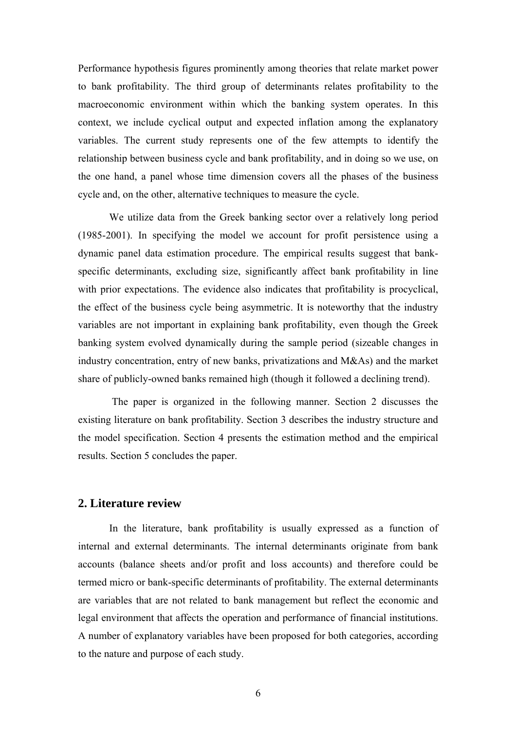Performance hypothesis figures prominently among theories that relate market power to bank profitability. The third group of determinants relates profitability to the macroeconomic environment within which the banking system operates. In this context, we include cyclical output and expected inflation among the explanatory variables. The current study represents one of the few attempts to identify the relationship between business cycle and bank profitability, and in doing so we use, on the one hand, a panel whose time dimension covers all the phases of the business cycle and, on the other, alternative techniques to measure the cycle.

We utilize data from the Greek banking sector over a relatively long period (1985-2001). In specifying the model we account for profit persistence using a dynamic panel data estimation procedure. The empirical results suggest that bank-specific determinants, excluding size, significantly affect bank profitability in line with prior expectations. The evidence also indicates that profitability is procyclical, the effect of the business cycle being asymmetric. It is noteworthy that the industry variables are not important in explaining bank profitability, even though the Greek banking system evolved dynamically during the sample period (sizeable changes in industry concentration, entry of new banks, privatizations and M&As) and the market share of publicly-owned banks remained high (though it followed a declining trend).

The paper is organized in the following manner. Section 2 discusses the existing literature on bank profitability. Section 3 describes the industry structure and the model specification. Section 4 presents the estimation method and the empirical results. Section 5 concludes the paper.

## 2. Literature review

In the literature, bank profitability is usually expressed as a function of internal and external determinants. The internal determinants originate from bank accounts (balance sheets and/or profit and loss accounts) and therefore could be termed micro or bank-specific determinants of profitability. The external determinants are variables that are not related to bank management but reflect the economic and legal environment that affects the operation and performance of financial institutions. A number of explanatory variables have been proposed for both categories, according to the nature and purpose of each study.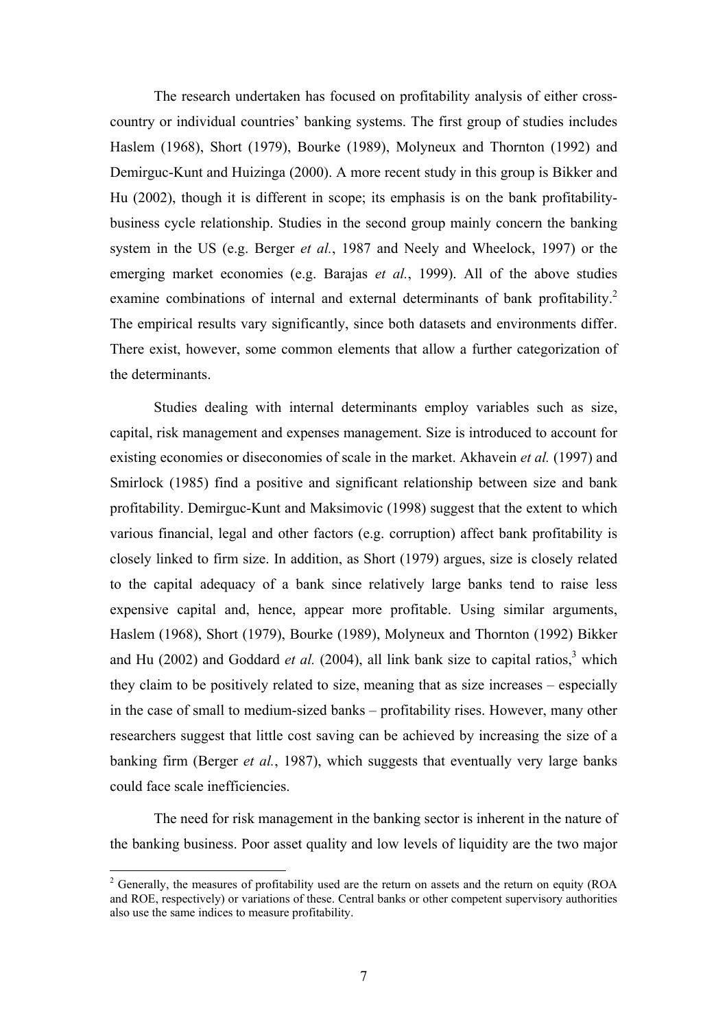The research undertaken has focused on profitability analysis of either cross-country or individual countries' banking systems. The first group of studies includes Haslem (1968), Short (1979), Bourke (1989), Molyneux and Thornton (1992) and Demirguc-Kunt and Huizinga (2000). A more recent study in this group is Bikker and Hu (2002), though it is different in scope; its emphasis is on the bank profitability-business cycle relationship. Studies in the second group mainly concern the banking system in the US (e.g. Berger *et al.*, 1987 and Neely and Wheelock, 1997) or the emerging market economies (e.g. Barajas *et al.*, 1999). All of the above studies examine combinations of internal and external determinants of bank profitability.[2] The empirical results vary significantly, since both datasets and environments differ. There exist, however, some common elements that allow a further categorization of the determinants.

Studies dealing with internal determinants employ variables such as size, capital, risk management and expenses management. Size is introduced to account for existing economies or diseconomies of scale in the market. Akhavein *et al.* (1997) and Smirlock (1985) find a positive and significant relationship between size and bank profitability. Demirguc-Kunt and Maksimovic (1998) suggest that the extent to which various financial, legal and other factors (e.g. corruption) affect bank profitability is closely linked to firm size. In addition, as Short (1979) argues, size is closely related to the capital adequacy of a bank since relatively large banks tend to raise less expensive capital and, hence, appear more profitable. Using similar arguments, Haslem (1968), Short (1979), Bourke (1989), Molyneux and Thornton (1992) Bikker and Hu (2002) and Goddard *et al.* (2004), all link bank size to capital ratios,[3] which they claim to be positively related to size, meaning that as size increases – especially in the case of small to medium-sized banks – profitability rises. However, many other researchers suggest that little cost saving can be achieved by increasing the size of a banking firm (Berger *et al.*, 1987), which suggests that eventually very large banks could face scale inefficiencies.

The need for risk management in the banking sector is inherent in the nature of the banking business. Poor asset quality and low levels of liquidity are the two major

[2] Generally, the measures of profitability used are the return on assets and the return on equity (ROA and ROE, respectively) or variations of these. Central banks or other competent supervisory authorities also use the same indices to measure profitability.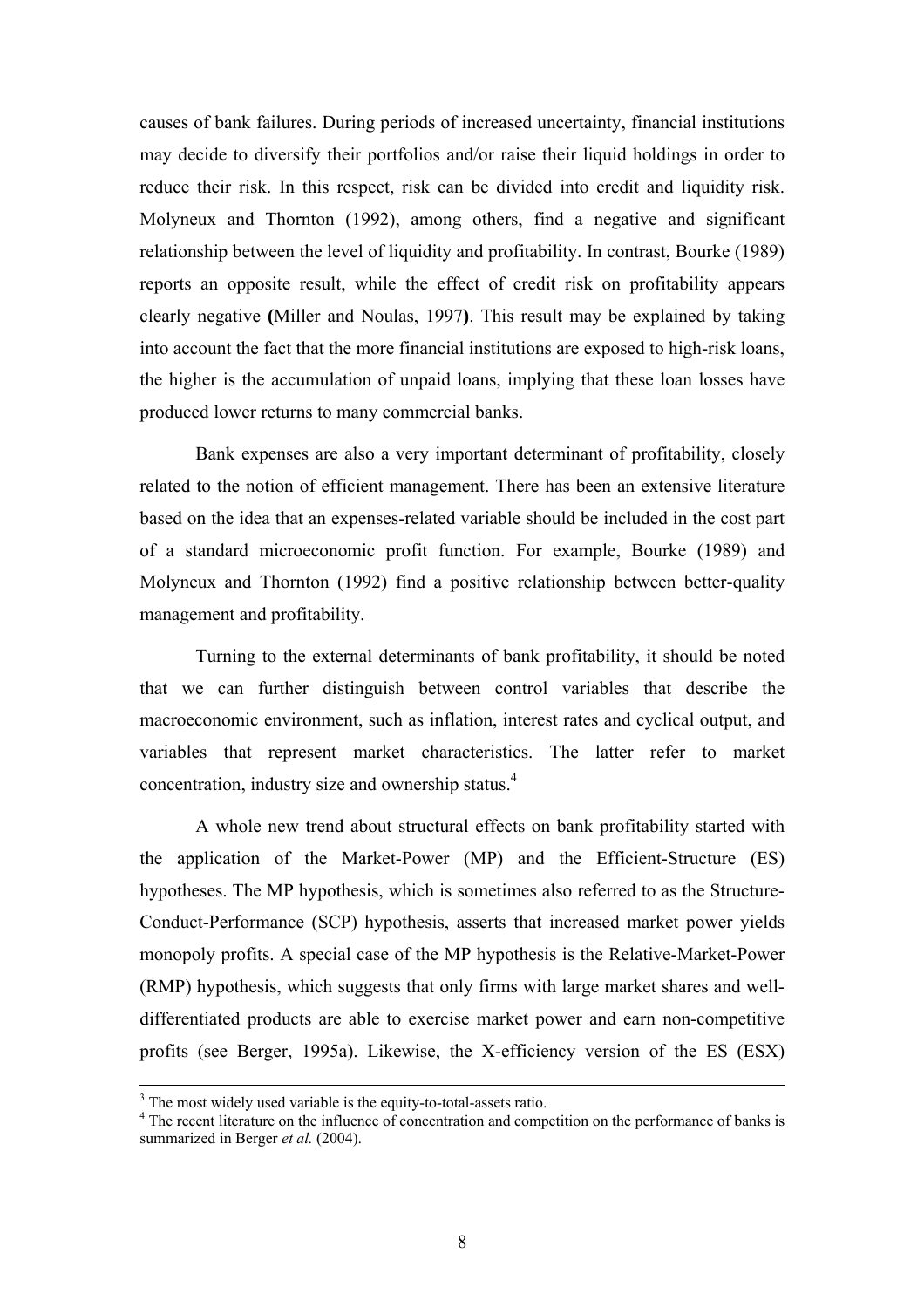causes of bank failures. During periods of increased uncertainty, financial institutions may decide to diversify their portfolios and/or raise their liquid holdings in order to reduce their risk. In this respect, risk can be divided into credit and liquidity risk. Molyneux and Thornton (1992), among others, find a negative and significant relationship between the level of liquidity and profitability. In contrast, Bourke (1989) reports an opposite result, while the effect of credit risk on profitability appears clearly negative **(**Miller and Noulas, 1997**)**. This result may be explained by taking into account the fact that the more financial institutions are exposed to high-risk loans, the higher is the accumulation of unpaid loans, implying that these loan losses have produced lower returns to many commercial banks.

Bank expenses are also a very important determinant of profitability, closely related to the notion of efficient management. There has been an extensive literature based on the idea that an expenses-related variable should be included in the cost part of a standard microeconomic profit function. For example, Bourke (1989) and Molyneux and Thornton (1992) find a positive relationship between better-quality management and profitability.

Turning to the external determinants of bank profitability, it should be noted that we can further distinguish between control variables that describe the macroeconomic environment, such as inflation, interest rates and cyclical output, and variables that represent market characteristics. The latter refer to market concentration, industry size and ownership status.[4]

A whole new trend about structural effects on bank profitability started with the application of the Market-Power (MP) and the Efficient-Structure (ES) hypotheses. The MP hypothesis, which is sometimes also referred to as the Structure-Conduct-Performance (SCP) hypothesis, asserts that increased market power yields monopoly profits. A special case of the MP hypothesis is the Relative-Market-Power (RMP) hypothesis, which suggests that only firms with large market shares and well-differentiated products are able to exercise market power and earn non-competitive profits (see Berger, 1995a). Likewise, the X-efficiency version of the ES (ESX)

---

[3] The most widely used variable is the equity-to-total-assets ratio.

[4] The recent literature on the influence of concentration and competition on the performance of banks is summarized in Berger *et al.* (2004).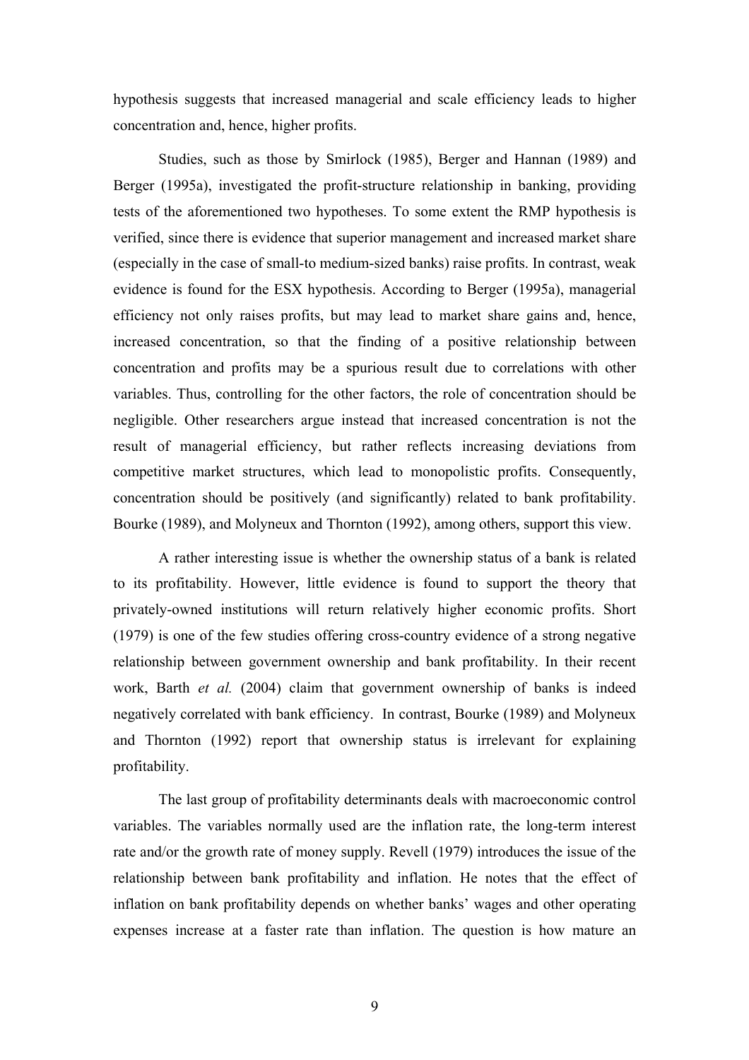hypothesis suggests that increased managerial and scale efficiency leads to higher concentration and, hence, higher profits.

Studies, such as those by Smirlock (1985), Berger and Hannan (1989) and Berger (1995a), investigated the profit-structure relationship in banking, providing tests of the aforementioned two hypotheses. To some extent the RMP hypothesis is verified, since there is evidence that superior management and increased market share (especially in the case of small-to medium-sized banks) raise profits. In contrast, weak evidence is found for the ESX hypothesis. According to Berger (1995a), managerial efficiency not only raises profits, but may lead to market share gains and, hence, increased concentration, so that the finding of a positive relationship between concentration and profits may be a spurious result due to correlations with other variables. Thus, controlling for the other factors, the role of concentration should be negligible. Other researchers argue instead that increased concentration is not the result of managerial efficiency, but rather reflects increasing deviations from competitive market structures, which lead to monopolistic profits. Consequently, concentration should be positively (and significantly) related to bank profitability. Bourke (1989), and Molyneux and Thornton (1992), among others, support this view.

A rather interesting issue is whether the ownership status of a bank is related to its profitability. However, little evidence is found to support the theory that privately-owned institutions will return relatively higher economic profits. Short (1979) is one of the few studies offering cross-country evidence of a strong negative relationship between government ownership and bank profitability. In their recent work, Barth *et al.* (2004) claim that government ownership of banks is indeed negatively correlated with bank efficiency. In contrast, Bourke (1989) and Molyneux and Thornton (1992) report that ownership status is irrelevant for explaining profitability.

The last group of profitability determinants deals with macroeconomic control variables. The variables normally used are the inflation rate, the long-term interest rate and/or the growth rate of money supply. Revell (1979) introduces the issue of the relationship between bank profitability and inflation. He notes that the effect of inflation on bank profitability depends on whether banks' wages and other operating expenses increase at a faster rate than inflation. The question is how mature an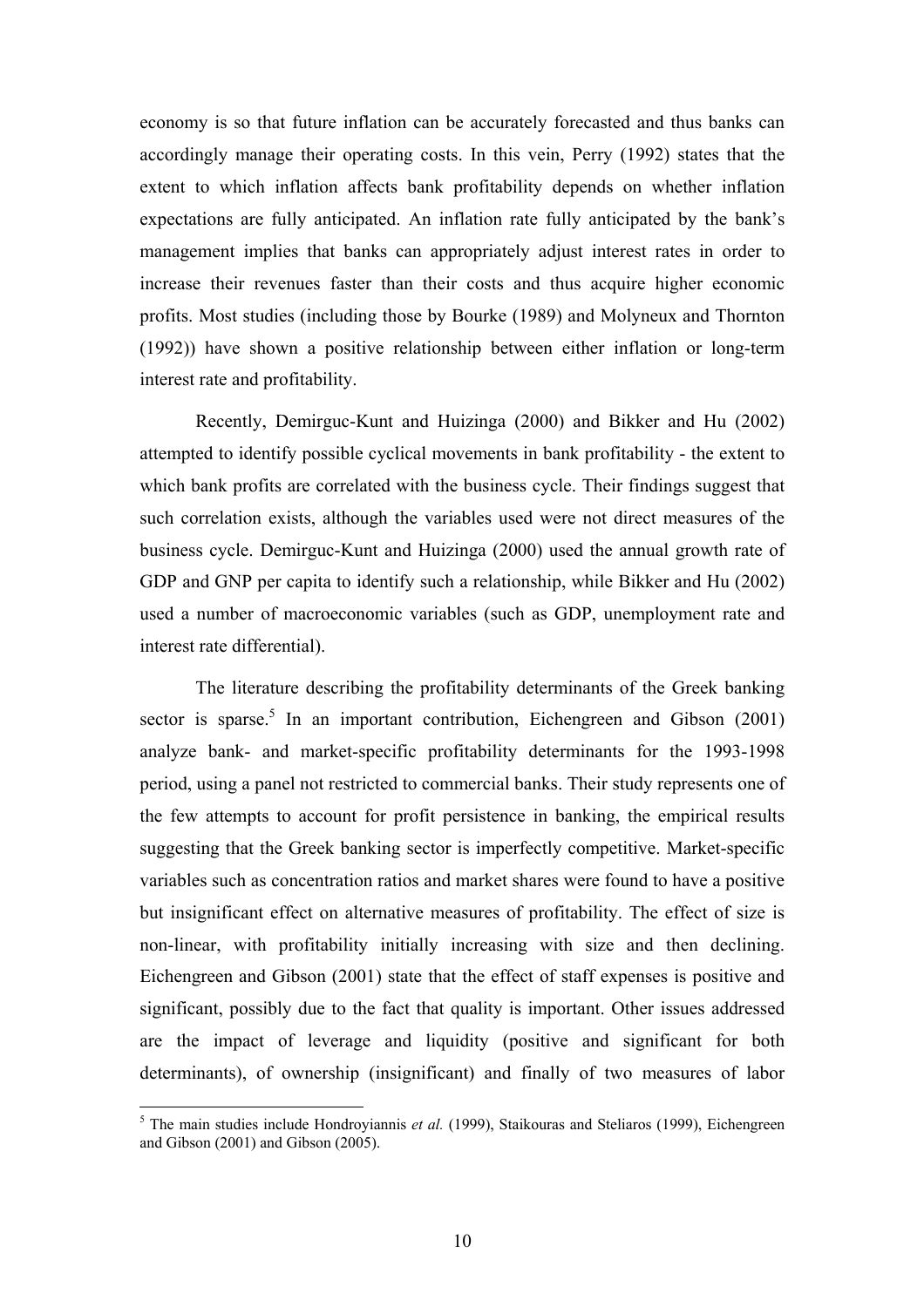economy is so that future inflation can be accurately forecasted and thus banks can accordingly manage their operating costs. In this vein, Perry (1992) states that the extent to which inflation affects bank profitability depends on whether inflation expectations are fully anticipated. An inflation rate fully anticipated by the bank's management implies that banks can appropriately adjust interest rates in order to increase their revenues faster than their costs and thus acquire higher economic profits. Most studies (including those by Bourke (1989) and Molyneux and Thornton (1992)) have shown a positive relationship between either inflation or long-term interest rate and profitability.

Recently, Demirguc-Kunt and Huizinga (2000) and Bikker and Hu (2002) attempted to identify possible cyclical movements in bank profitability - the extent to which bank profits are correlated with the business cycle. Their findings suggest that such correlation exists, although the variables used were not direct measures of the business cycle. Demirguc-Kunt and Huizinga (2000) used the annual growth rate of GDP and GNP per capita to identify such a relationship, while Bikker and Hu (2002) used a number of macroeconomic variables (such as GDP, unemployment rate and interest rate differential).

The literature describing the profitability determinants of the Greek banking sector is sparse.[5] In an important contribution, Eichengreen and Gibson (2001) analyze bank- and market-specific profitability determinants for the 1993-1998 period, using a panel not restricted to commercial banks. Their study represents one of the few attempts to account for profit persistence in banking, the empirical results suggesting that the Greek banking sector is imperfectly competitive. Market-specific variables such as concentration ratios and market shares were found to have a positive but insignificant effect on alternative measures of profitability. The effect of size is non-linear, with profitability initially increasing with size and then declining. Eichengreen and Gibson (2001) state that the effect of staff expenses is positive and significant, possibly due to the fact that quality is important. Other issues addressed are the impact of leverage and liquidity (positive and significant for both determinants), of ownership (insignificant) and finally of two measures of labor

[5] The main studies include Hondroyiannis *et al.* (1999), Staikouras and Steliaros (1999), Eichengreen and Gibson (2001) and Gibson (2005).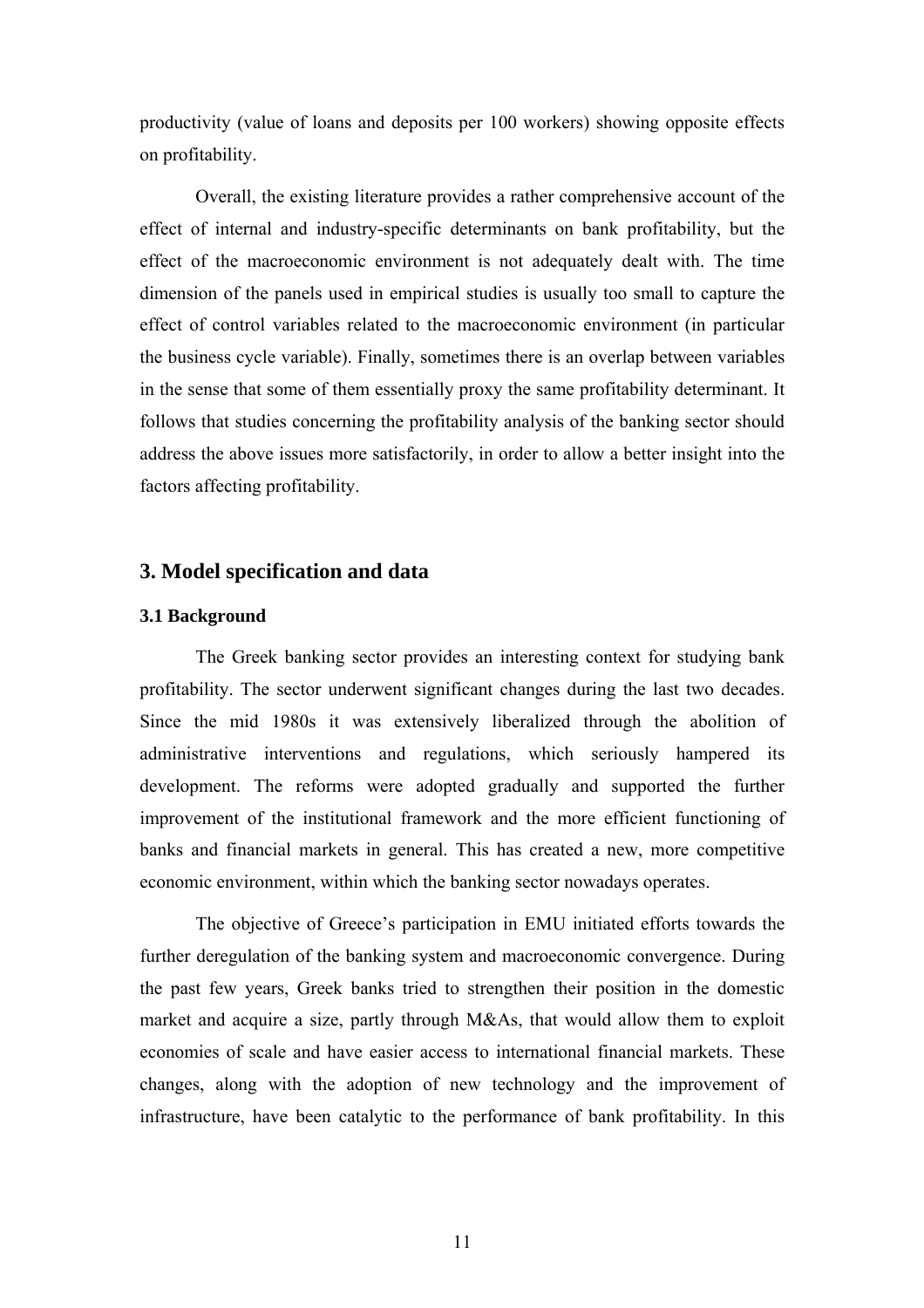productivity (value of loans and deposits per 100 workers) showing opposite effects on profitability.

Overall, the existing literature provides a rather comprehensive account of the effect of internal and industry-specific determinants on bank profitability, but the effect of the macroeconomic environment is not adequately dealt with. The time dimension of the panels used in empirical studies is usually too small to capture the effect of control variables related to the macroeconomic environment (in particular the business cycle variable). Finally, sometimes there is an overlap between variables in the sense that some of them essentially proxy the same profitability determinant. It follows that studies concerning the profitability analysis of the banking sector should address the above issues more satisfactorily, in order to allow a better insight into the factors affecting profitability.

## 3. Model specification and data

### 3.1 Background

The Greek banking sector provides an interesting context for studying bank profitability. The sector underwent significant changes during the last two decades. Since the mid 1980s it was extensively liberalized through the abolition of administrative interventions and regulations, which seriously hampered its development. The reforms were adopted gradually and supported the further improvement of the institutional framework and the more efficient functioning of banks and financial markets in general. This has created a new, more competitive economic environment, within which the banking sector nowadays operates.

The objective of Greece's participation in EMU initiated efforts towards the further deregulation of the banking system and macroeconomic convergence. During the past few years, Greek banks tried to strengthen their position in the domestic market and acquire a size, partly through M&As, that would allow them to exploit economies of scale and have easier access to international financial markets. These changes, along with the adoption of new technology and the improvement of infrastructure, have been catalytic to the performance of bank profitability. In this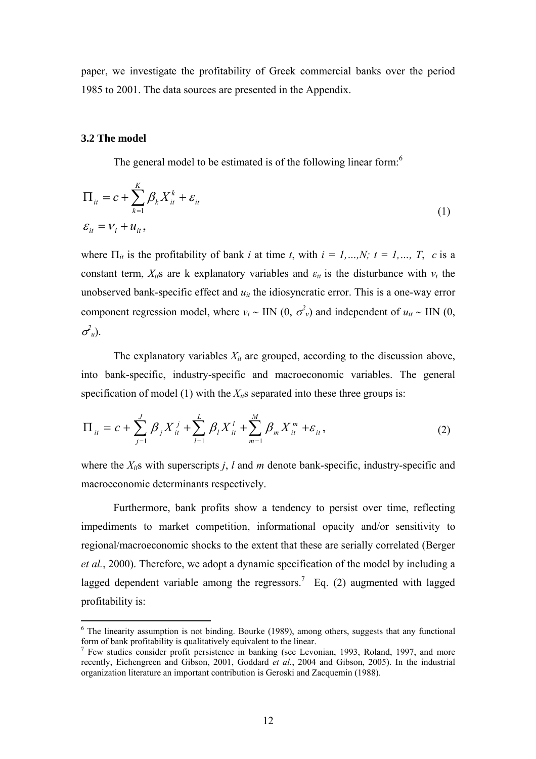paper, we investigate the profitability of Greek commercial banks over the period 1985 to 2001. The data sources are presented in the Appendix.

### 3.2 The model

The general model to be estimated is of the following linear form:[6]

$$\Pi_{it} = c + \sum_{k=1}^{K} \beta_k X_{it}^{k} + \varepsilon_{it}$$
$$\varepsilon_{it} = v_i + u_{it}, \tag{1}$$

where $\Pi_{it}$ is the profitability of bank $i$ at time $t$, with $i = 1,\ldots,N;\ t = 1,\ldots, T$, $c$ is a constant term, $X_{it}$s are k explanatory variables and $\varepsilon_{it}$ is the disturbance with $v_i$ the unobserved bank-specific effect and $u_{it}$ the idiosyncratic error. This is a one-way error component regression model, where $v_i \sim$ IIN $(0, \sigma^2_v)$ and independent of $u_{it} \sim$ IIN $(0, \sigma^2_u)$.

The explanatory variables $X_{it}$ are grouped, according to the discussion above, into bank-specific, industry-specific and macroeconomic variables. The general specification of model (1) with the $X_{it}$s separated into these three groups is:

$$\Pi_{it} = c + \sum_{j=1}^{J} \beta_j X_{it}^{j} + \sum_{l=1}^{L} \beta_l X_{it}^{l} + \sum_{m=1}^{M} \beta_m X_{it}^{m} + \varepsilon_{it}, \tag{2}$$

where the $X_{it}$s with superscripts $j$, $l$ and $m$ denote bank-specific, industry-specific and macroeconomic determinants respectively.

Furthermore, bank profits show a tendency to persist over time, reflecting impediments to market competition, informational opacity and/or sensitivity to regional/macroeconomic shocks to the extent that these are serially correlated (Berger *et al.*, 2000). Therefore, we adopt a dynamic specification of the model by including a lagged dependent variable among the regressors.[7] Eq. (2) augmented with lagged profitability is:

---

[6] The linearity assumption is not binding. Bourke (1989), among others, suggests that any functional form of bank profitability is qualitatively equivalent to the linear.

[7] Few studies consider profit persistence in banking (see Levonian, 1993, Roland, 1997, and more recently, Eichengreen and Gibson, 2001, Goddard *et al.*, 2004 and Gibson, 2005). In the industrial organization literature an important contribution is Geroski and Zacquemin (1988).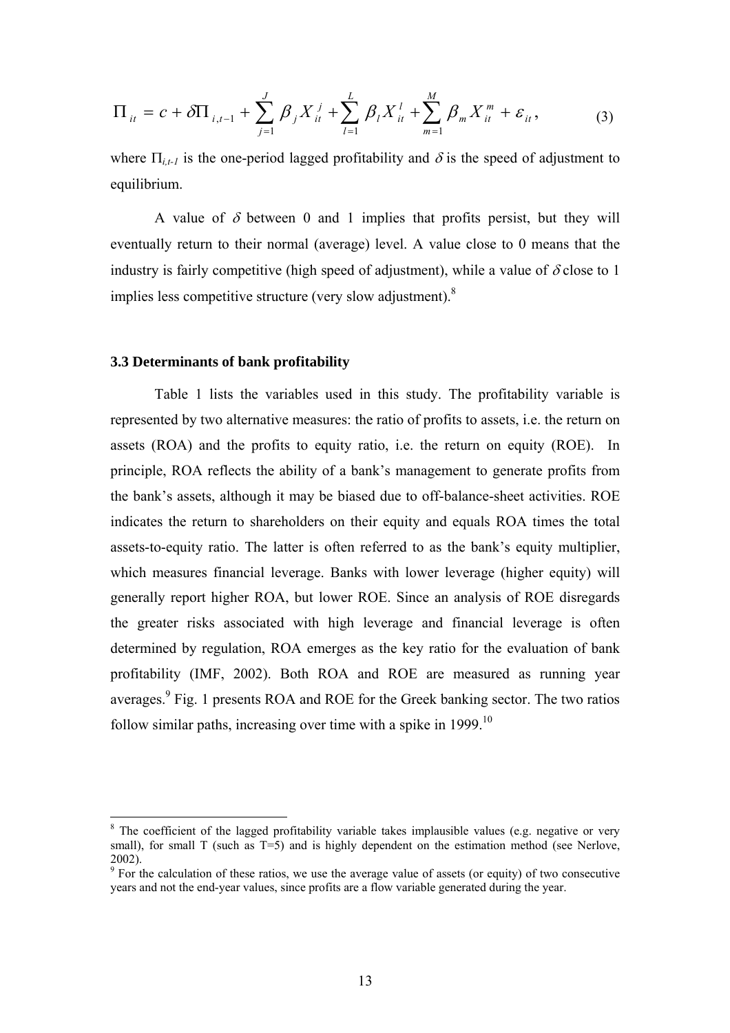$$\Pi_{it} = c + \delta \Pi_{i,t-1} + \sum_{j=1}^{J} \beta_j X_{it}^{j} + \sum_{l=1}^{L} \beta_l X_{it}^{l} + \sum_{m=1}^{M} \beta_m X_{it}^{m} + \varepsilon_{it}, \qquad (3)$$

where $\Pi_{i,t-1}$ is the one-period lagged profitability and $\delta$ is the speed of adjustment to equilibrium.

A value of $\delta$ between 0 and 1 implies that profits persist, but they will eventually return to their normal (average) level. A value close to 0 means that the industry is fairly competitive (high speed of adjustment), while a value of $\delta$ close to 1 implies less competitive structure (very slow adjustment).[8]

### 3.3 Determinants of bank profitability

Table 1 lists the variables used in this study. The profitability variable is represented by two alternative measures: the ratio of profits to assets, i.e. the return on assets (ROA) and the profits to equity ratio, i.e. the return on equity (ROE). In principle, ROA reflects the ability of a bank's management to generate profits from the bank's assets, although it may be biased due to off-balance-sheet activities. ROE indicates the return to shareholders on their equity and equals ROA times the total assets-to-equity ratio. The latter is often referred to as the bank's equity multiplier, which measures financial leverage. Banks with lower leverage (higher equity) will generally report higher ROA, but lower ROE. Since an analysis of ROE disregards the greater risks associated with high leverage and financial leverage is often determined by regulation, ROA emerges as the key ratio for the evaluation of bank profitability (IMF, 2002). Both ROA and ROE are measured as running year averages.[9] Fig. 1 presents ROA and ROE for the Greek banking sector. The two ratios follow similar paths, increasing over time with a spike in 1999.[10]

---

[8] The coefficient of the lagged profitability variable takes implausible values (e.g. negative or very small), for small T (such as T=5) and is highly dependent on the estimation method (see Nerlove, 2002).

[9] For the calculation of these ratios, we use the average value of assets (or equity) of two consecutive years and not the end-year values, since profits are a flow variable generated during the year.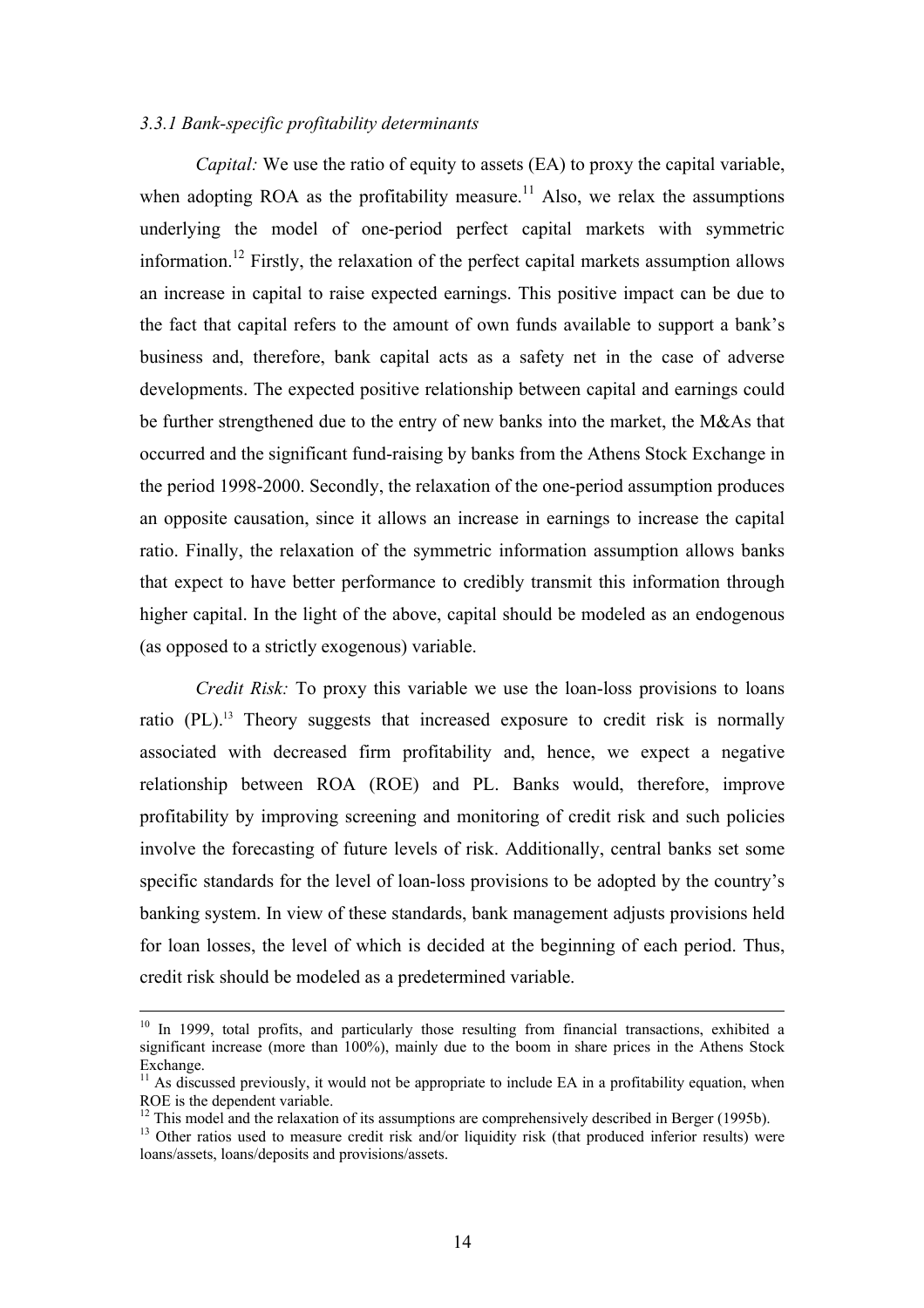### *3.3.1 Bank-specific profitability determinants*

*Capital:* We use the ratio of equity to assets (EA) to proxy the capital variable, when adopting ROA as the profitability measure.[11] Also, we relax the assumptions underlying the model of one-period perfect capital markets with symmetric information.[12] Firstly, the relaxation of the perfect capital markets assumption allows an increase in capital to raise expected earnings. This positive impact can be due to the fact that capital refers to the amount of own funds available to support a bank's business and, therefore, bank capital acts as a safety net in the case of adverse developments. The expected positive relationship between capital and earnings could be further strengthened due to the entry of new banks into the market, the M&As that occurred and the significant fund-raising by banks from the Athens Stock Exchange in the period 1998-2000. Secondly, the relaxation of the one-period assumption produces an opposite causation, since it allows an increase in earnings to increase the capital ratio. Finally, the relaxation of the symmetric information assumption allows banks that expect to have better performance to credibly transmit this information through higher capital. In the light of the above, capital should be modeled as an endogenous (as opposed to a strictly exogenous) variable.

*Credit Risk:* To proxy this variable we use the loan-loss provisions to loans ratio (PL).[13] Theory suggests that increased exposure to credit risk is normally associated with decreased firm profitability and, hence, we expect a negative relationship between ROA (ROE) and PL. Banks would, therefore, improve profitability by improving screening and monitoring of credit risk and such policies involve the forecasting of future levels of risk. Additionally, central banks set some specific standards for the level of loan-loss provisions to be adopted by the country's banking system. In view of these standards, bank management adjusts provisions held for loan losses, the level of which is decided at the beginning of each period. Thus, credit risk should be modeled as a predetermined variable.

---

[10] In 1999, total profits, and particularly those resulting from financial transactions, exhibited a significant increase (more than 100%), mainly due to the boom in share prices in the Athens Stock Exchange.

[11] As discussed previously, it would not be appropriate to include EA in a profitability equation, when ROE is the dependent variable.

[12] This model and the relaxation of its assumptions are comprehensively described in Berger (1995b).

[13] Other ratios used to measure credit risk and/or liquidity risk (that produced inferior results) were loans/assets, loans/deposits and provisions/assets.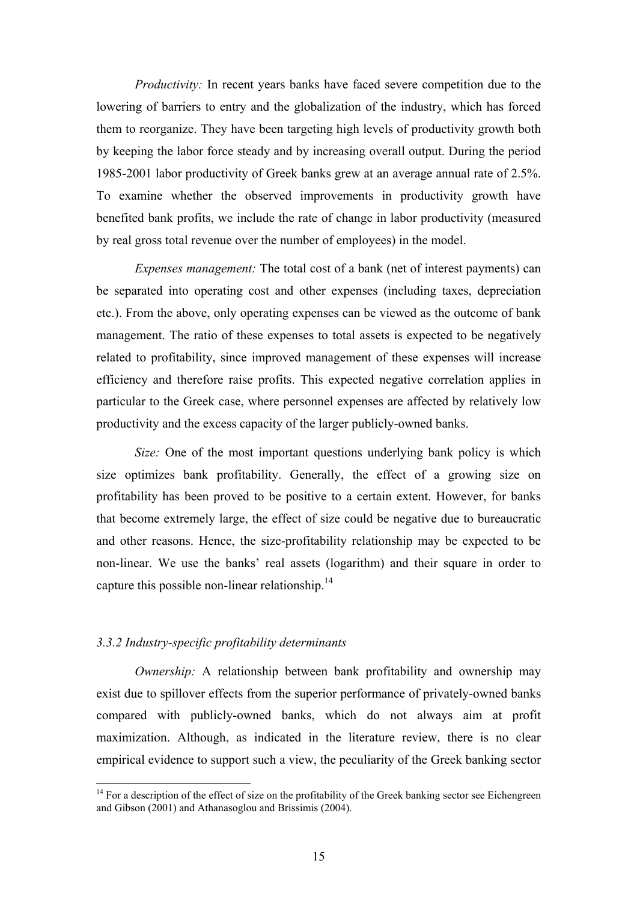*Productivity:* In recent years banks have faced severe competition due to the lowering of barriers to entry and the globalization of the industry, which has forced them to reorganize. They have been targeting high levels of productivity growth both by keeping the labor force steady and by increasing overall output. During the period 1985-2001 labor productivity of Greek banks grew at an average annual rate of 2.5%. To examine whether the observed improvements in productivity growth have benefited bank profits, we include the rate of change in labor productivity (measured by real gross total revenue over the number of employees) in the model.

*Expenses management:* The total cost of a bank (net of interest payments) can be separated into operating cost and other expenses (including taxes, depreciation etc.). From the above, only operating expenses can be viewed as the outcome of bank management. The ratio of these expenses to total assets is expected to be negatively related to profitability, since improved management of these expenses will increase efficiency and therefore raise profits. This expected negative correlation applies in particular to the Greek case, where personnel expenses are affected by relatively low productivity and the excess capacity of the larger publicly-owned banks.

*Size:* One of the most important questions underlying bank policy is which size optimizes bank profitability. Generally, the effect of a growing size on profitability has been proved to be positive to a certain extent. However, for banks that become extremely large, the effect of size could be negative due to bureaucratic and other reasons. Hence, the size-profitability relationship may be expected to be non-linear. We use the banks' real assets (logarithm) and their square in order to capture this possible non-linear relationship.[14]

### *3.3.2 Industry-specific profitability determinants*

*Ownership:* A relationship between bank profitability and ownership may exist due to spillover effects from the superior performance of privately-owned banks compared with publicly-owned banks, which do not always aim at profit maximization. Although, as indicated in the literature review, there is no clear empirical evidence to support such a view, the peculiarity of the Greek banking sector

---

[14] For a description of the effect of size on the profitability of the Greek banking sector see Eichengreen and Gibson (2001) and Athanasoglou and Brissimis (2004).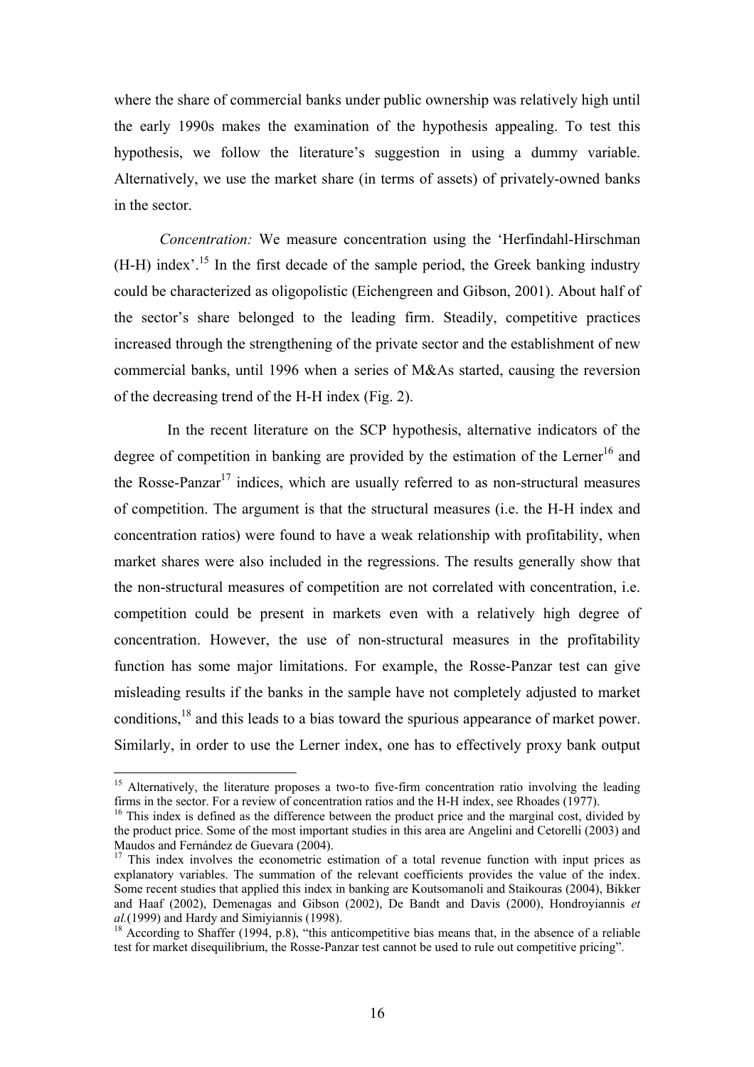where the share of commercial banks under public ownership was relatively high until the early 1990s makes the examination of the hypothesis appealing. To test this hypothesis, we follow the literature's suggestion in using a dummy variable. Alternatively, we use the market share (in terms of assets) of privately-owned banks in the sector.

*Concentration:* We measure concentration using the 'Herfindahl-Hirschman (H-H) index'.[15] In the first decade of the sample period, the Greek banking industry could be characterized as oligopolistic (Eichengreen and Gibson, 2001). About half of the sector's share belonged to the leading firm. Steadily, competitive practices increased through the strengthening of the private sector and the establishment of new commercial banks, until 1996 when a series of M&As started, causing the reversion of the decreasing trend of the H-H index (Fig. 2).

In the recent literature on the SCP hypothesis, alternative indicators of the degree of competition in banking are provided by the estimation of the Lerner[16] and the Rosse-Panzar[17] indices, which are usually referred to as non-structural measures of competition. The argument is that the structural measures (i.e. the H-H index and concentration ratios) were found to have a weak relationship with profitability, when market shares were also included in the regressions. The results generally show that the non-structural measures of competition are not correlated with concentration, i.e. competition could be present in markets even with a relatively high degree of concentration. However, the use of non-structural measures in the profitability function has some major limitations. For example, the Rosse-Panzar test can give misleading results if the banks in the sample have not completely adjusted to market conditions,[18] and this leads to a bias toward the spurious appearance of market power. Similarly, in order to use the Lerner index, one has to effectively proxy bank output

---

[15] Alternatively, the literature proposes a two-to five-firm concentration ratio involving the leading firms in the sector. For a review of concentration ratios and the H-H index, see Rhoades (1977).

[16] This index is defined as the difference between the product price and the marginal cost, divided by the product price. Some of the most important studies in this area are Angelini and Cetorelli (2003) and Maudos and Fernández de Guevara (2004).

[17] This index involves the econometric estimation of a total revenue function with input prices as explanatory variables. The summation of the relevant coefficients provides the value of the index. Some recent studies that applied this index in banking are Koutsomanoli and Staikouras (2004), Bikker and Haaf (2002), Demenagas and Gibson (2002), De Bandt and Davis (2000), Hondroyiannis *et al.*(1999) and Hardy and Simiyiannis (1998).

[18] According to Shaffer (1994, p.8), "this anticompetitive bias means that, in the absence of a reliable test for market disequilibrium, the Rosse-Panzar test cannot be used to rule out competitive pricing".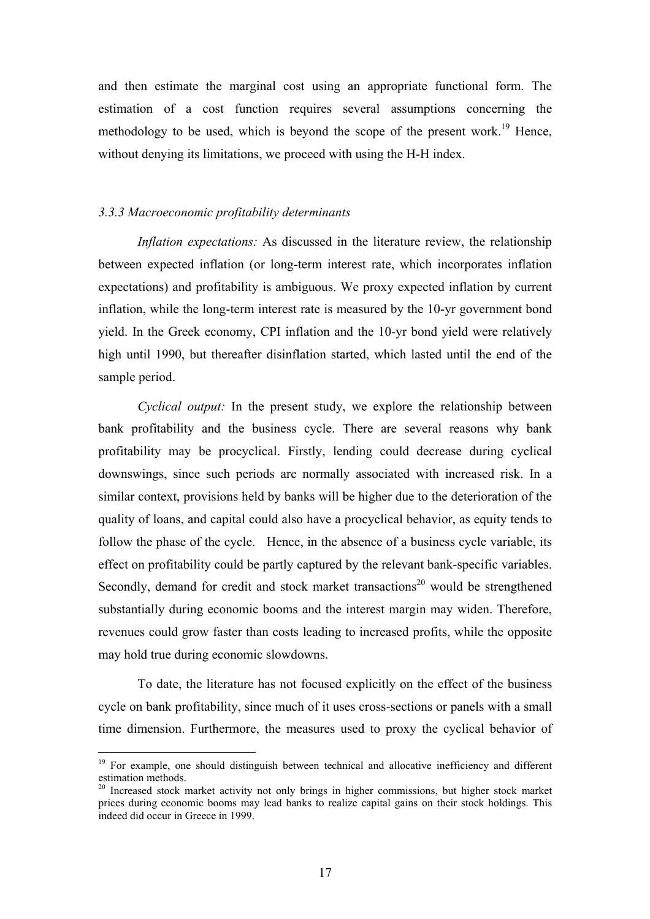and then estimate the marginal cost using an appropriate functional form. The estimation of a cost function requires several assumptions concerning the methodology to be used, which is beyond the scope of the present work.[19] Hence, without denying its limitations, we proceed with using the H-H index.

### *3.3.3 Macroeconomic profitability determinants*

*Inflation expectations:* As discussed in the literature review, the relationship between expected inflation (or long-term interest rate, which incorporates inflation expectations) and profitability is ambiguous. We proxy expected inflation by current inflation, while the long-term interest rate is measured by the 10-yr government bond yield. In the Greek economy, CPI inflation and the 10-yr bond yield were relatively high until 1990, but thereafter disinflation started, which lasted until the end of the sample period.

*Cyclical output:* In the present study, we explore the relationship between bank profitability and the business cycle. There are several reasons why bank profitability may be procyclical. Firstly, lending could decrease during cyclical downswings, since such periods are normally associated with increased risk. In a similar context, provisions held by banks will be higher due to the deterioration of the quality of loans, and capital could also have a procyclical behavior, as equity tends to follow the phase of the cycle. Hence, in the absence of a business cycle variable, its effect on profitability could be partly captured by the relevant bank-specific variables. Secondly, demand for credit and stock market transactions[20] would be strengthened substantially during economic booms and the interest margin may widen. Therefore, revenues could grow faster than costs leading to increased profits, while the opposite may hold true during economic slowdowns.

To date, the literature has not focused explicitly on the effect of the business cycle on bank profitability, since much of it uses cross-sections or panels with a small time dimension. Furthermore, the measures used to proxy the cyclical behavior of

[19] For example, one should distinguish between technical and allocative inefficiency and different estimation methods.

[20] Increased stock market activity not only brings in higher commissions, but higher stock market prices during economic booms may lead banks to realize capital gains on their stock holdings. This indeed did occur in Greece in 1999.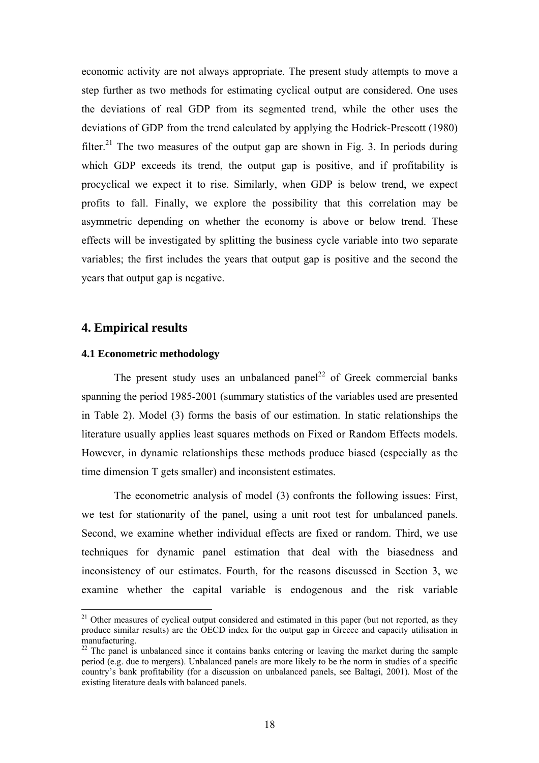economic activity are not always appropriate. The present study attempts to move a step further as two methods for estimating cyclical output are considered. One uses the deviations of real GDP from its segmented trend, while the other uses the deviations of GDP from the trend calculated by applying the Hodrick-Prescott (1980) filter.[21] The two measures of the output gap are shown in Fig. 3. In periods during which GDP exceeds its trend, the output gap is positive, and if profitability is procyclical we expect it to rise. Similarly, when GDP is below trend, we expect profits to fall. Finally, we explore the possibility that this correlation may be asymmetric depending on whether the economy is above or below trend. These effects will be investigated by splitting the business cycle variable into two separate variables; the first includes the years that output gap is positive and the second the years that output gap is negative.

## 4. Empirical results

### 4.1 Econometric methodology

The present study uses an unbalanced panel[22] of Greek commercial banks spanning the period 1985-2001 (summary statistics of the variables used are presented in Table 2). Model (3) forms the basis of our estimation. In static relationships the literature usually applies least squares methods on Fixed or Random Effects models. However, in dynamic relationships these methods produce biased (especially as the time dimension T gets smaller) and inconsistent estimates.

The econometric analysis of model (3) confronts the following issues: First, we test for stationarity of the panel, using a unit root test for unbalanced panels. Second, we examine whether individual effects are fixed or random. Third, we use techniques for dynamic panel estimation that deal with the biasedness and inconsistency of our estimates. Fourth, for the reasons discussed in Section 3, we examine whether the capital variable is endogenous and the risk variable

[21] Other measures of cyclical output considered and estimated in this paper (but not reported, as they produce similar results) are the OECD index for the output gap in Greece and capacity utilisation in manufacturing.

[22] The panel is unbalanced since it contains banks entering or leaving the market during the sample period (e.g. due to mergers). Unbalanced panels are more likely to be the norm in studies of a specific country's bank profitability (for a discussion on unbalanced panels, see Baltagi, 2001). Most of the existing literature deals with balanced panels.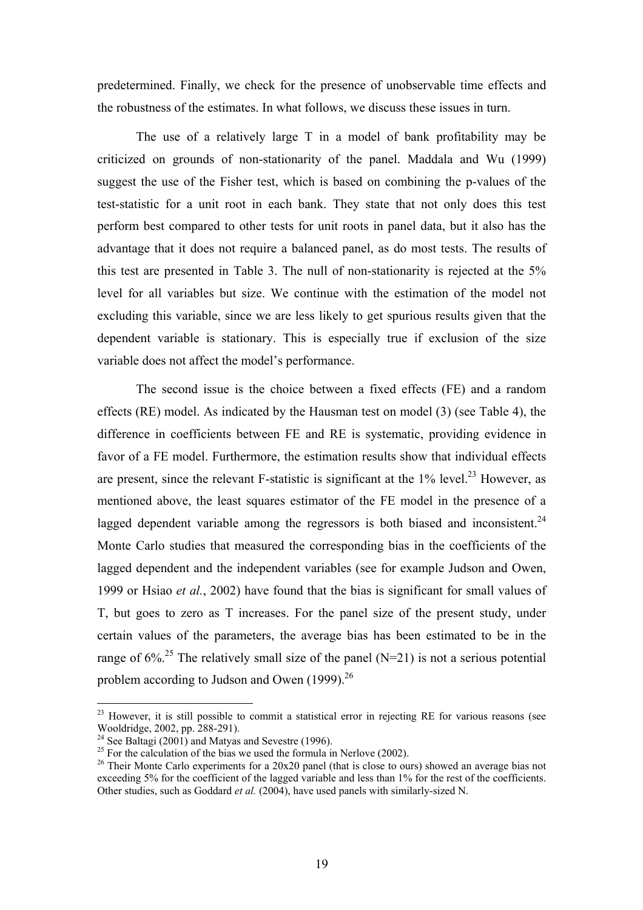predetermined. Finally, we check for the presence of unobservable time effects and the robustness of the estimates. In what follows, we discuss these issues in turn.

The use of a relatively large T in a model of bank profitability may be criticized on grounds of non-stationarity of the panel. Maddala and Wu (1999) suggest the use of the Fisher test, which is based on combining the p-values of the test-statistic for a unit root in each bank. They state that not only does this test perform best compared to other tests for unit roots in panel data, but it also has the advantage that it does not require a balanced panel, as do most tests. The results of this test are presented in Table 3. The null of non-stationarity is rejected at the 5% level for all variables but size. We continue with the estimation of the model not excluding this variable, since we are less likely to get spurious results given that the dependent variable is stationary. This is especially true if exclusion of the size variable does not affect the model's performance.

The second issue is the choice between a fixed effects (FE) and a random effects (RE) model. As indicated by the Hausman test on model (3) (see Table 4), the difference in coefficients between FE and RE is systematic, providing evidence in favor of a FE model. Furthermore, the estimation results show that individual effects are present, since the relevant F-statistic is significant at the 1% level.[23] However, as mentioned above, the least squares estimator of the FE model in the presence of a lagged dependent variable among the regressors is both biased and inconsistent.[24] Monte Carlo studies that measured the corresponding bias in the coefficients of the lagged dependent and the independent variables (see for example Judson and Owen, 1999 or Hsiao *et al.*, 2002) have found that the bias is significant for small values of T, but goes to zero as T increases. For the panel size of the present study, under certain values of the parameters, the average bias has been estimated to be in the range of 6%.[25] The relatively small size of the panel (N=21) is not a serious potential problem according to Judson and Owen (1999).[26]

---

[23] However, it is still possible to commit a statistical error in rejecting RE for various reasons (see Wooldridge, 2002, pp. 288-291).

[24] See Baltagi (2001) and Matyas and Sevestre (1996).

[25] For the calculation of the bias we used the formula in Nerlove (2002).

[26] Their Monte Carlo experiments for a 20x20 panel (that is close to ours) showed an average bias not exceeding 5% for the coefficient of the lagged variable and less than 1% for the rest of the coefficients. Other studies, such as Goddard *et al.* (2004), have used panels with similarly-sized N.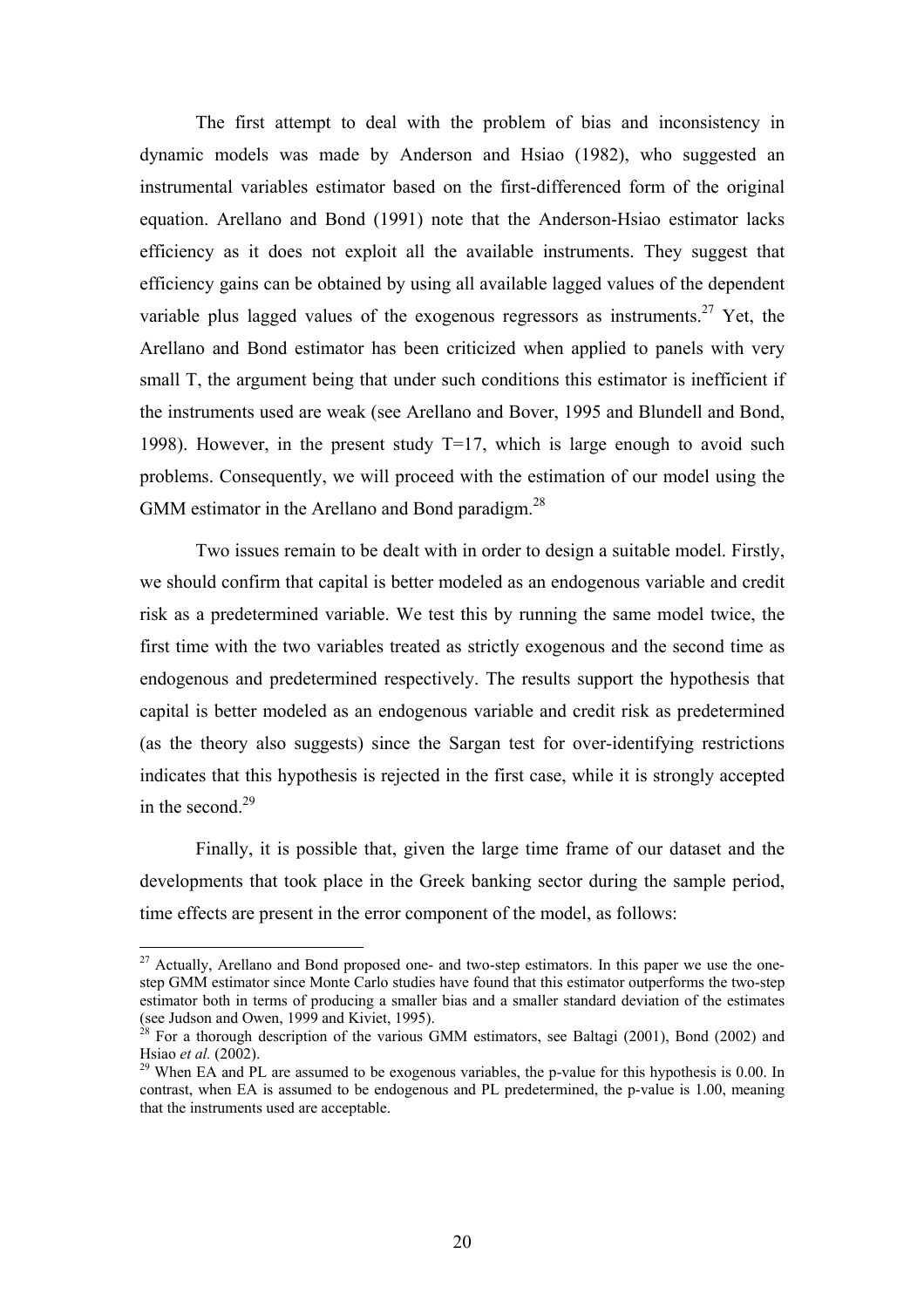The first attempt to deal with the problem of bias and inconsistency in dynamic models was made by Anderson and Hsiao (1982), who suggested an instrumental variables estimator based on the first-differenced form of the original equation. Arellano and Bond (1991) note that the Anderson-Hsiao estimator lacks efficiency as it does not exploit all the available instruments. They suggest that efficiency gains can be obtained by using all available lagged values of the dependent variable plus lagged values of the exogenous regressors as instruments.[27] Yet, the Arellano and Bond estimator has been criticized when applied to panels with very small T, the argument being that under such conditions this estimator is inefficient if the instruments used are weak (see Arellano and Bover, 1995 and Blundell and Bond, 1998). However, in the present study T=17, which is large enough to avoid such problems. Consequently, we will proceed with the estimation of our model using the GMM estimator in the Arellano and Bond paradigm.[28]

Two issues remain to be dealt with in order to design a suitable model. Firstly, we should confirm that capital is better modeled as an endogenous variable and credit risk as a predetermined variable. We test this by running the same model twice, the first time with the two variables treated as strictly exogenous and the second time as endogenous and predetermined respectively. The results support the hypothesis that capital is better modeled as an endogenous variable and credit risk as predetermined (as the theory also suggests) since the Sargan test for over-identifying restrictions indicates that this hypothesis is rejected in the first case, while it is strongly accepted in the second.[29]

Finally, it is possible that, given the large time frame of our dataset and the developments that took place in the Greek banking sector during the sample period, time effects are present in the error component of the model, as follows:

---

[27] Actually, Arellano and Bond proposed one- and two-step estimators. In this paper we use the one-step GMM estimator since Monte Carlo studies have found that this estimator outperforms the two-step estimator both in terms of producing a smaller bias and a smaller standard deviation of the estimates (see Judson and Owen, 1999 and Kiviet, 1995).

[28] For a thorough description of the various GMM estimators, see Baltagi (2001), Bond (2002) and Hsiao *et al.* (2002).

[29] When EA and PL are assumed to be exogenous variables, the p-value for this hypothesis is 0.00. In contrast, when EA is assumed to be endogenous and PL predetermined, the p-value is 1.00, meaning that the instruments used are acceptable.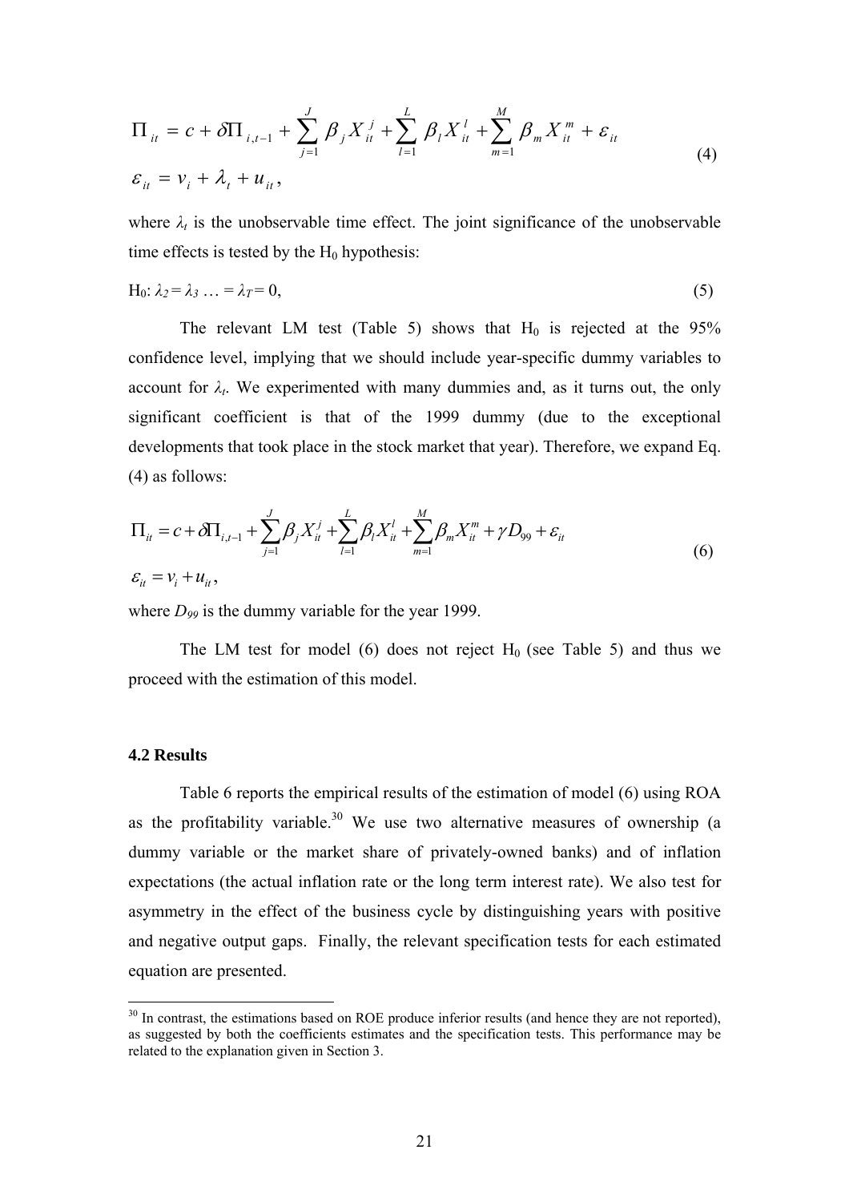$$\Pi_{it} = c + \delta \Pi_{i,t-1} + \sum_{j=1}^{J} \beta_j X_{it}^{j} + \sum_{l=1}^{L} \beta_l X_{it}^{l} + \sum_{m=1}^{M} \beta_m X_{it}^{m} + \varepsilon_{it}$$
$$\varepsilon_{it} = v_i + \lambda_t + u_{it}, \tag{4}$$

where $\lambda_t$ is the unobservable time effect. The joint significance of the unobservable time effects is tested by the $H_0$ hypothesis:

$$H_0\colon \lambda_2 = \lambda_3 \ldots = \lambda_T = 0, \tag{5}$$

The relevant LM test (Table 5) shows that $H_0$ is rejected at the 95% confidence level, implying that we should include year-specific dummy variables to account for $\lambda_t$. We experimented with many dummies and, as it turns out, the only significant coefficient is that of the 1999 dummy (due to the exceptional developments that took place in the stock market that year). Therefore, we expand Eq. (4) as follows:

$$\Pi_{it} = c + \delta \Pi_{i,t-1} + \sum_{j=1}^{J} \beta_j X_{it}^{j} + \sum_{l=1}^{L} \beta_l X_{it}^{l} + \sum_{m=1}^{M} \beta_m X_{it}^{m} + \gamma D_{99} + \varepsilon_{it}$$
$$\varepsilon_{it} = v_i + u_{it}, \tag{6}$$

where $D_{99}$ is the dummy variable for the year 1999.

The LM test for model (6) does not reject $H_0$ (see Table 5) and thus we proceed with the estimation of this model.

### 4.2 Results

Table 6 reports the empirical results of the estimation of model (6) using ROA as the profitability variable.[30] We use two alternative measures of ownership (a dummy variable or the market share of privately-owned banks) and of inflation expectations (the actual inflation rate or the long term interest rate). We also test for asymmetry in the effect of the business cycle by distinguishing years with positive and negative output gaps. Finally, the relevant specification tests for each estimated equation are presented.

[30] In contrast, the estimations based on ROE produce inferior results (and hence they are not reported), as suggested by both the coefficients estimates and the specification tests. This performance may be related to the explanation given in Section 3.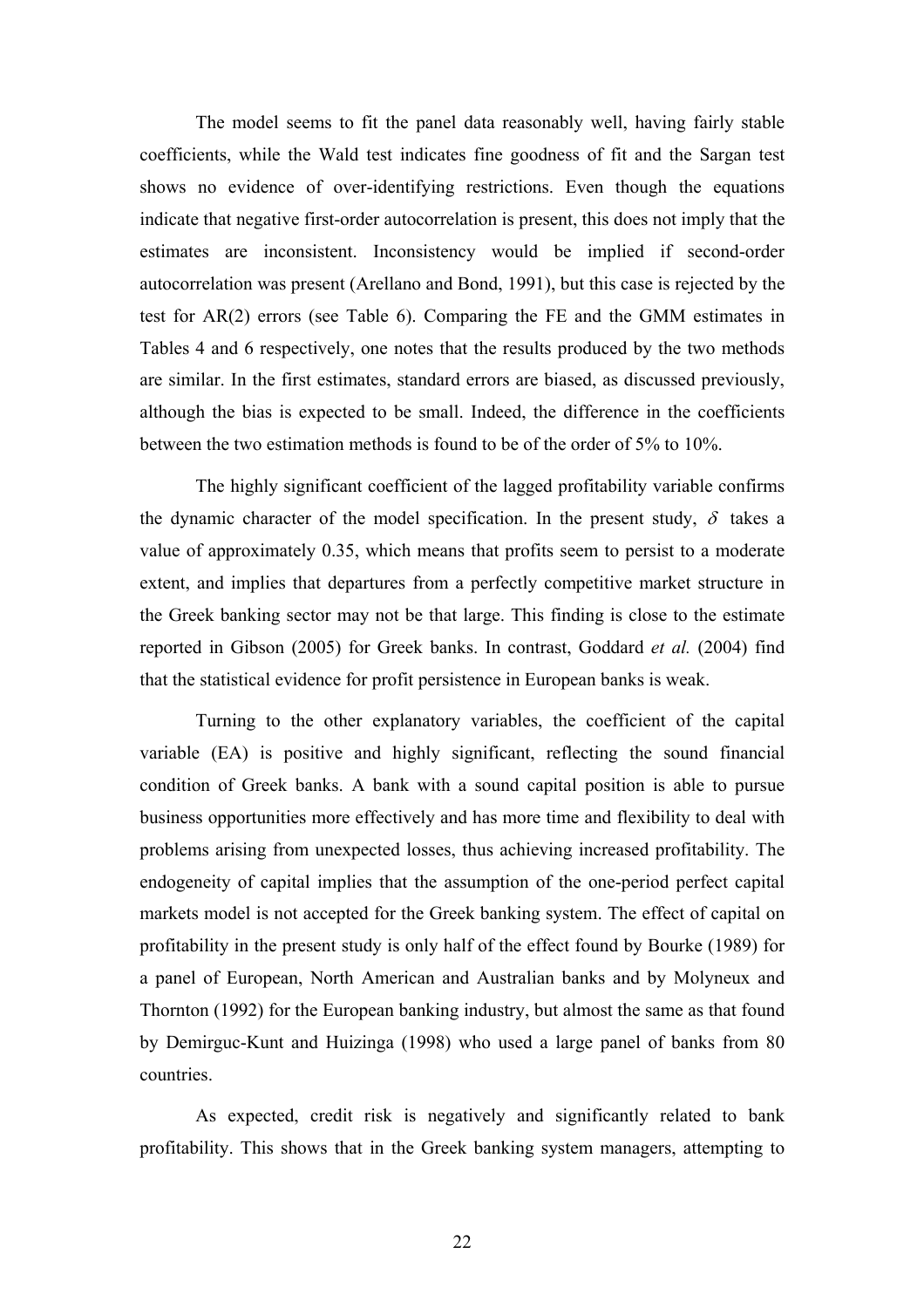The model seems to fit the panel data reasonably well, having fairly stable coefficients, while the Wald test indicates fine goodness of fit and the Sargan test shows no evidence of over-identifying restrictions. Even though the equations indicate that negative first-order autocorrelation is present, this does not imply that the estimates are inconsistent. Inconsistency would be implied if second-order autocorrelation was present (Arellano and Bond, 1991), but this case is rejected by the test for AR(2) errors (see Table 6). Comparing the FE and the GMM estimates in Tables 4 and 6 respectively, one notes that the results produced by the two methods are similar. In the first estimates, standard errors are biased, as discussed previously, although the bias is expected to be small. Indeed, the difference in the coefficients between the two estimation methods is found to be of the order of 5% to 10%.

The highly significant coefficient of the lagged profitability variable confirms the dynamic character of the model specification. In the present study, $\delta$ takes a value of approximately 0.35, which means that profits seem to persist to a moderate extent, and implies that departures from a perfectly competitive market structure in the Greek banking sector may not be that large. This finding is close to the estimate reported in Gibson (2005) for Greek banks. In contrast, Goddard *et al.* (2004) find that the statistical evidence for profit persistence in European banks is weak.

Turning to the other explanatory variables, the coefficient of the capital variable (EA) is positive and highly significant, reflecting the sound financial condition of Greek banks. A bank with a sound capital position is able to pursue business opportunities more effectively and has more time and flexibility to deal with problems arising from unexpected losses, thus achieving increased profitability. The endogeneity of capital implies that the assumption of the one-period perfect capital markets model is not accepted for the Greek banking system. The effect of capital on profitability in the present study is only half of the effect found by Bourke (1989) for a panel of European, North American and Australian banks and by Molyneux and Thornton (1992) for the European banking industry, but almost the same as that found by Demirguc-Kunt and Huizinga (1998) who used a large panel of banks from 80 countries.

As expected, credit risk is negatively and significantly related to bank profitability. This shows that in the Greek banking system managers, attempting to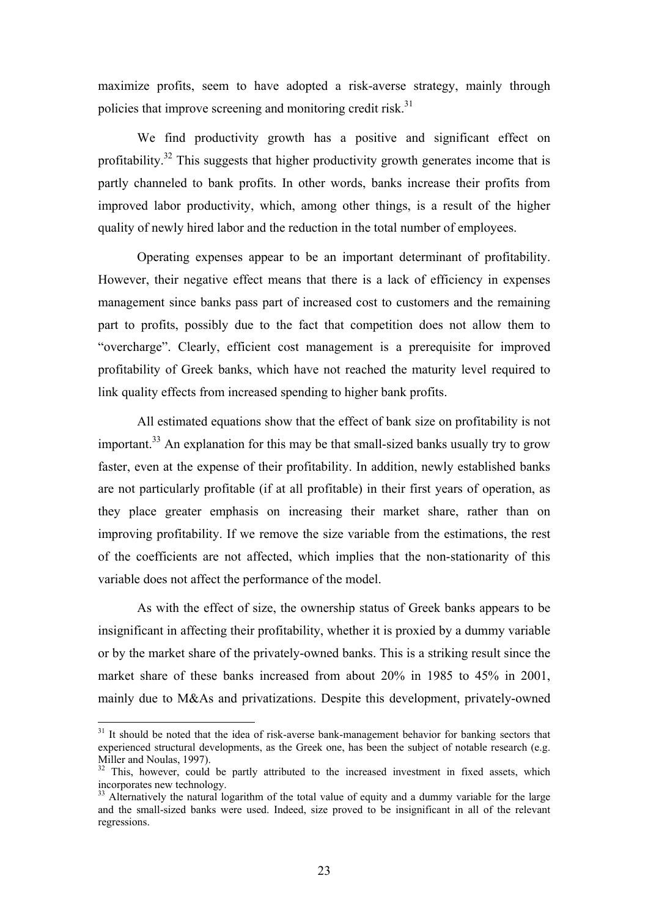maximize profits, seem to have adopted a risk-averse strategy, mainly through policies that improve screening and monitoring credit risk.[31]

We find productivity growth has a positive and significant effect on profitability.[32] This suggests that higher productivity growth generates income that is partly channeled to bank profits. In other words, banks increase their profits from improved labor productivity, which, among other things, is a result of the higher quality of newly hired labor and the reduction in the total number of employees.

Operating expenses appear to be an important determinant of profitability. However, their negative effect means that there is a lack of efficiency in expenses management since banks pass part of increased cost to customers and the remaining part to profits, possibly due to the fact that competition does not allow them to "overcharge". Clearly, efficient cost management is a prerequisite for improved profitability of Greek banks, which have not reached the maturity level required to link quality effects from increased spending to higher bank profits.

All estimated equations show that the effect of bank size on profitability is not important.[33] An explanation for this may be that small-sized banks usually try to grow faster, even at the expense of their profitability. In addition, newly established banks are not particularly profitable (if at all profitable) in their first years of operation, as they place greater emphasis on increasing their market share, rather than on improving profitability. If we remove the size variable from the estimations, the rest of the coefficients are not affected, which implies that the non-stationarity of this variable does not affect the performance of the model.

As with the effect of size, the ownership status of Greek banks appears to be insignificant in affecting their profitability, whether it is proxied by a dummy variable or by the market share of the privately-owned banks. This is a striking result since the market share of these banks increased from about 20% in 1985 to 45% in 2001, mainly due to M&As and privatizations. Despite this development, privately-owned

---

[31] It should be noted that the idea of risk-averse bank-management behavior for banking sectors that experienced structural developments, as the Greek one, has been the subject of notable research (e.g. Miller and Noulas, 1997).

[32] This, however, could be partly attributed to the increased investment in fixed assets, which incorporates new technology.

[33] Alternatively the natural logarithm of the total value of equity and a dummy variable for the large and the small-sized banks were used. Indeed, size proved to be insignificant in all of the relevant regressions.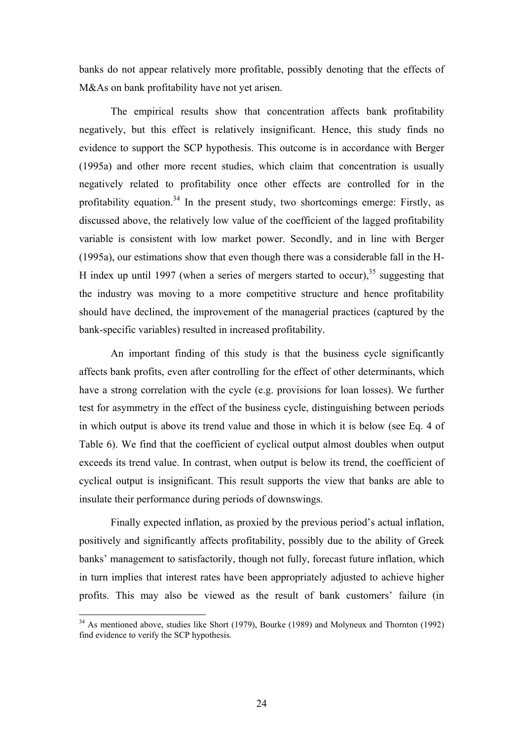banks do not appear relatively more profitable, possibly denoting that the effects of M&As on bank profitability have not yet arisen.

The empirical results show that concentration affects bank profitability negatively, but this effect is relatively insignificant. Hence, this study finds no evidence to support the SCP hypothesis. This outcome is in accordance with Berger (1995a) and other more recent studies, which claim that concentration is usually negatively related to profitability once other effects are controlled for in the profitability equation.[34] In the present study, two shortcomings emerge: Firstly, as discussed above, the relatively low value of the coefficient of the lagged profitability variable is consistent with low market power. Secondly, and in line with Berger (1995a), our estimations show that even though there was a considerable fall in the H-H index up until 1997 (when a series of mergers started to occur),[35] suggesting that the industry was moving to a more competitive structure and hence profitability should have declined, the improvement of the managerial practices (captured by the bank-specific variables) resulted in increased profitability.

An important finding of this study is that the business cycle significantly affects bank profits, even after controlling for the effect of other determinants, which have a strong correlation with the cycle (e.g. provisions for loan losses). We further test for asymmetry in the effect of the business cycle, distinguishing between periods in which output is above its trend value and those in which it is below (see Eq. 4 of Table 6). We find that the coefficient of cyclical output almost doubles when output exceeds its trend value. In contrast, when output is below its trend, the coefficient of cyclical output is insignificant. This result supports the view that banks are able to insulate their performance during periods of downswings.

Finally expected inflation, as proxied by the previous period's actual inflation, positively and significantly affects profitability, possibly due to the ability of Greek banks' management to satisfactorily, though not fully, forecast future inflation, which in turn implies that interest rates have been appropriately adjusted to achieve higher profits. This may also be viewed as the result of bank customers' failure (in

[34] As mentioned above, studies like Short (1979), Bourke (1989) and Molyneux and Thornton (1992) find evidence to verify the SCP hypothesis.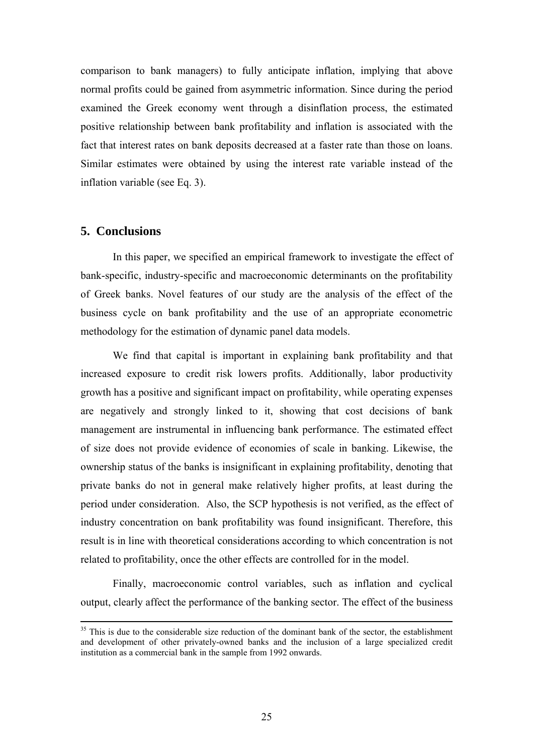comparison to bank managers) to fully anticipate inflation, implying that above normal profits could be gained from asymmetric information. Since during the period examined the Greek economy went through a disinflation process, the estimated positive relationship between bank profitability and inflation is associated with the fact that interest rates on bank deposits decreased at a faster rate than those on loans. Similar estimates were obtained by using the interest rate variable instead of the inflation variable (see Eq. 3).

## 5. Conclusions

In this paper, we specified an empirical framework to investigate the effect of bank-specific, industry-specific and macroeconomic determinants on the profitability of Greek banks. Novel features of our study are the analysis of the effect of the business cycle on bank profitability and the use of an appropriate econometric methodology for the estimation of dynamic panel data models.

We find that capital is important in explaining bank profitability and that increased exposure to credit risk lowers profits. Additionally, labor productivity growth has a positive and significant impact on profitability, while operating expenses are negatively and strongly linked to it, showing that cost decisions of bank management are instrumental in influencing bank performance. The estimated effect of size does not provide evidence of economies of scale in banking. Likewise, the ownership status of the banks is insignificant in explaining profitability, denoting that private banks do not in general make relatively higher profits, at least during the period under consideration. Also, the SCP hypothesis is not verified, as the effect of industry concentration on bank profitability was found insignificant. Therefore, this result is in line with theoretical considerations according to which concentration is not related to profitability, once the other effects are controlled for in the model.

Finally, macroeconomic control variables, such as inflation and cyclical output, clearly affect the performance of the banking sector. The effect of the business

---

[35] This is due to the considerable size reduction of the dominant bank of the sector, the establishment and development of other privately-owned banks and the inclusion of a large specialized credit institution as a commercial bank in the sample from 1992 onwards.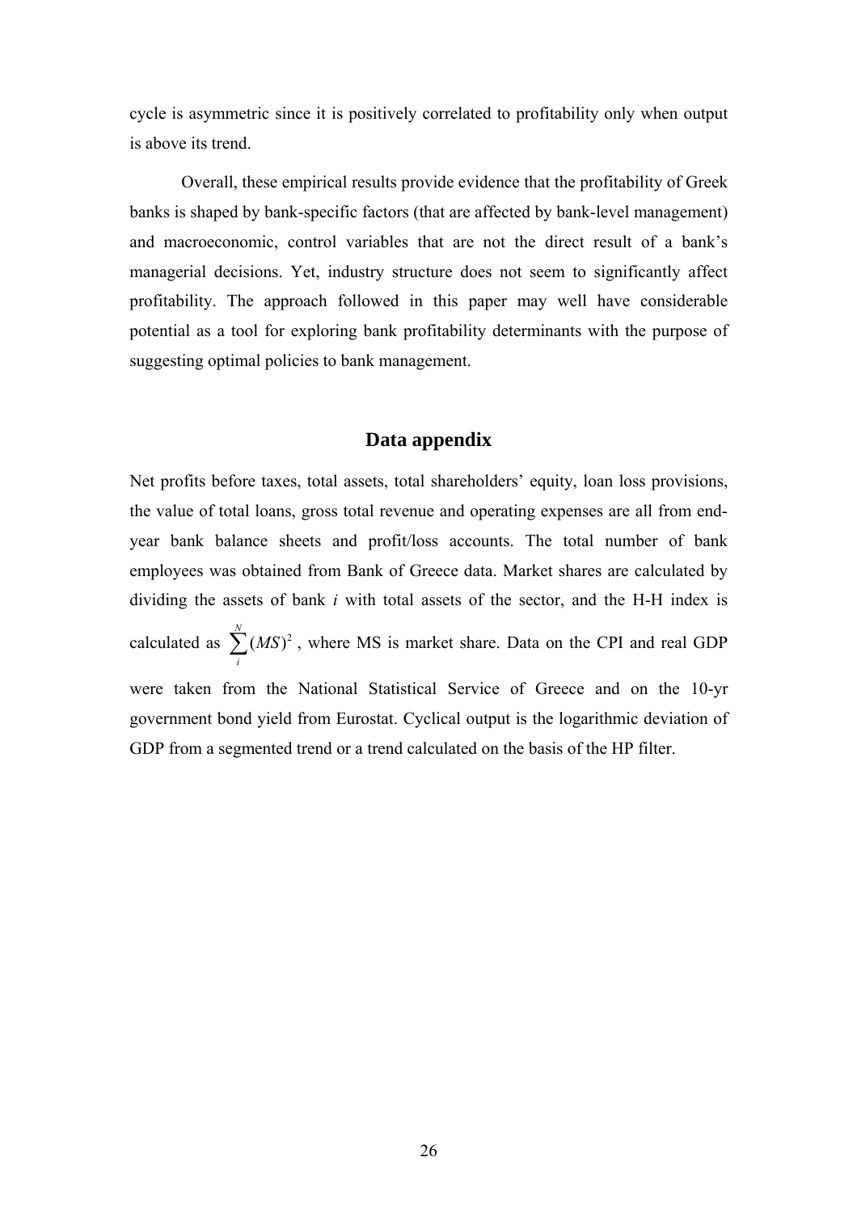cycle is asymmetric since it is positively correlated to profitability only when output is above its trend.

Overall, these empirical results provide evidence that the profitability of Greek banks is shaped by bank-specific factors (that are affected by bank-level management) and macroeconomic, control variables that are not the direct result of a bank's managerial decisions. Yet, industry structure does not seem to significantly affect profitability. The approach followed in this paper may well have considerable potential as a tool for exploring bank profitability determinants with the purpose of suggesting optimal policies to bank management.

## Data appendix

Net profits before taxes, total assets, total shareholders' equity, loan loss provisions, the value of total loans, gross total revenue and operating expenses are all from end-year bank balance sheets and profit/loss accounts. The total number of bank employees was obtained from Bank of Greece data. Market shares are calculated by dividing the assets of bank *i* with total assets of the sector, and the H-H index is calculated as $\sum_{i}^{N}(MS)^2$, where MS is market share. Data on the CPI and real GDP were taken from the National Statistical Service of Greece and on the 10-yr government bond yield from Eurostat. Cyclical output is the logarithmic deviation of GDP from a segmented trend or a trend calculated on the basis of the HP filter.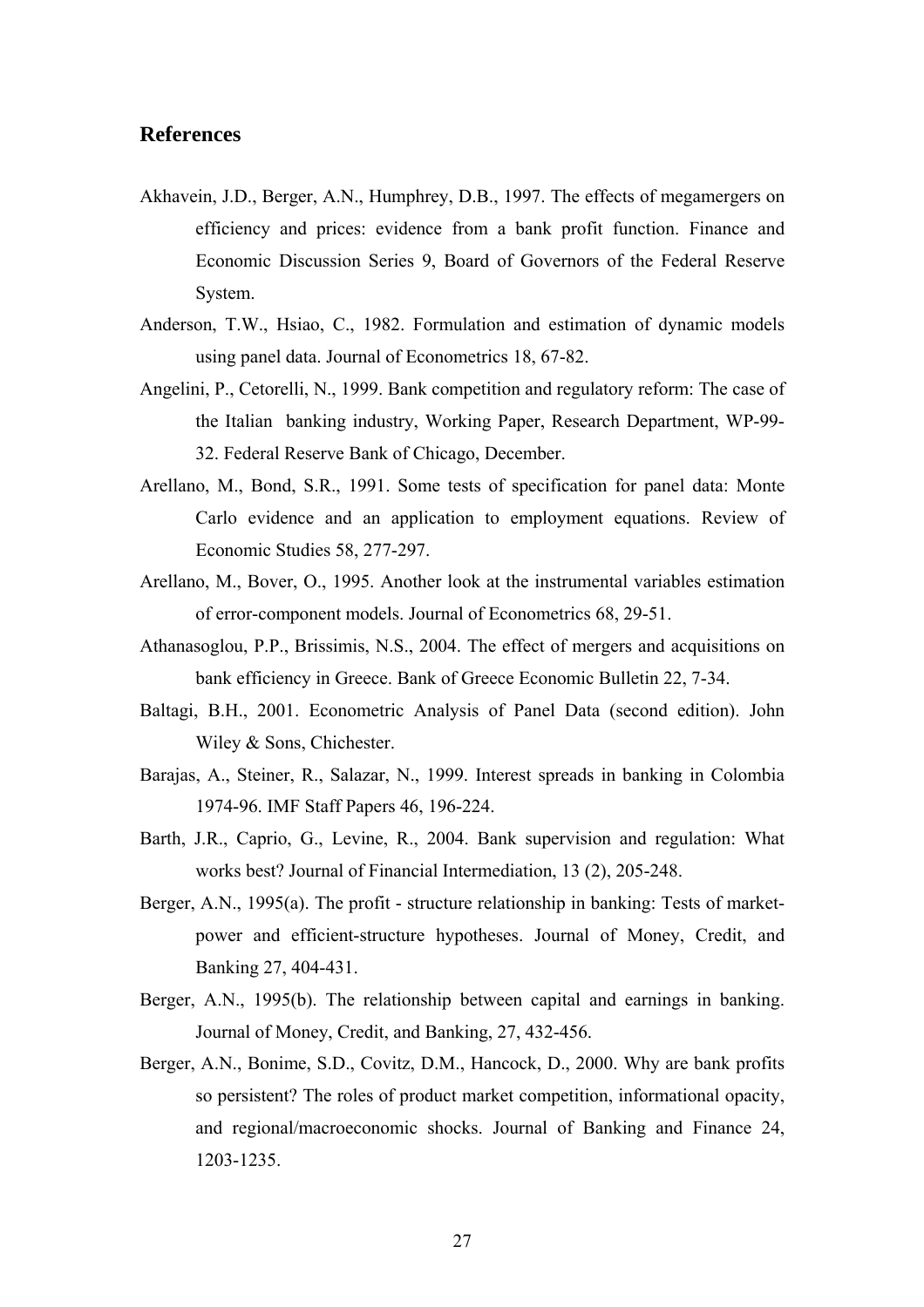## References

Akhavein, J.D., Berger, A.N., Humphrey, D.B., 1997. The effects of megamergers on efficiency and prices: evidence from a bank profit function. Finance and Economic Discussion Series 9, Board of Governors of the Federal Reserve System.

Anderson, T.W., Hsiao, C., 1982. Formulation and estimation of dynamic models using panel data. Journal of Econometrics 18, 67-82.

Angelini, P., Cetorelli, N., 1999. Bank competition and regulatory reform: The case of the Italian banking industry, Working Paper, Research Department, WP-99-32. Federal Reserve Bank of Chicago, December.

Arellano, M., Bond, S.R., 1991. Some tests of specification for panel data: Monte Carlo evidence and an application to employment equations. Review of Economic Studies 58, 277-297.

Arellano, M., Bover, O., 1995. Another look at the instrumental variables estimation of error-component models. Journal of Econometrics 68, 29-51.

Athanasoglou, P.P., Brissimis, N.S., 2004. The effect of mergers and acquisitions on bank efficiency in Greece. Bank of Greece Economic Bulletin 22, 7-34.

Baltagi, B.H., 2001. Econometric Analysis of Panel Data (second edition). John Wiley & Sons, Chichester.

Barajas, A., Steiner, R., Salazar, N., 1999. Interest spreads in banking in Colombia 1974-96. IMF Staff Papers 46, 196-224.

Barth, J.R., Caprio, G., Levine, R., 2004. Bank supervision and regulation: What works best? Journal of Financial Intermediation, 13 (2), 205-248.

Berger, A.N., 1995(a). The profit - structure relationship in banking: Tests of market-power and efficient-structure hypotheses. Journal of Money, Credit, and Banking 27, 404-431.

Berger, A.N., 1995(b). The relationship between capital and earnings in banking. Journal of Money, Credit, and Banking, 27, 432-456.

Berger, A.N., Bonime, S.D., Covitz, D.M., Hancock, D., 2000. Why are bank profits so persistent? The roles of product market competition, informational opacity, and regional/macroeconomic shocks. Journal of Banking and Finance 24, 1203-1235.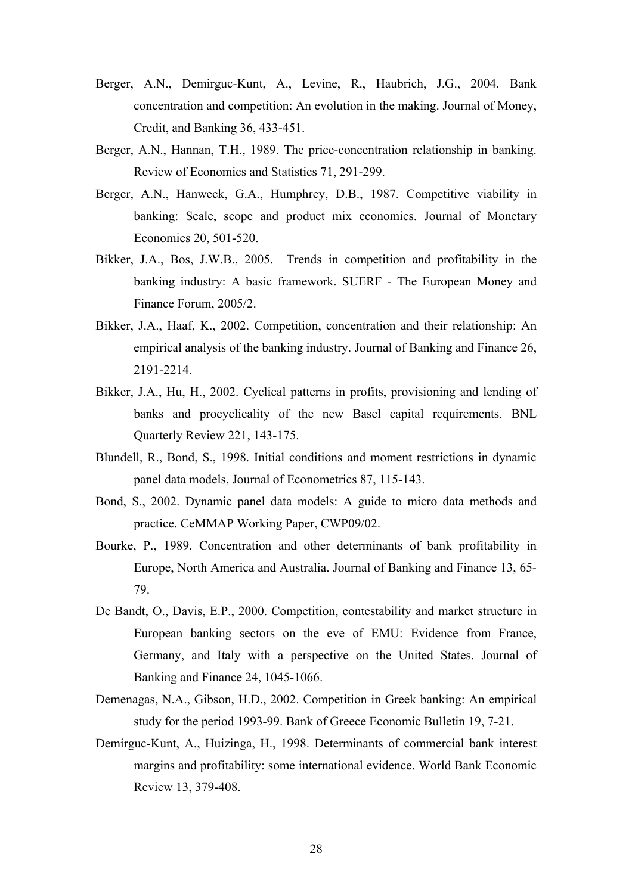Berger, A.N., Demirguc-Kunt, A., Levine, R., Haubrich, J.G., 2004. Bank concentration and competition: An evolution in the making. Journal of Money, Credit, and Banking 36, 433-451.

Berger, A.N., Hannan, T.H., 1989. The price-concentration relationship in banking. Review of Economics and Statistics 71, 291-299.

Berger, A.N., Hanweck, G.A., Humphrey, D.B., 1987. Competitive viability in banking: Scale, scope and product mix economies. Journal of Monetary Economics 20, 501-520.

Bikker, J.A., Bos, J.W.B., 2005. Trends in competition and profitability in the banking industry: A basic framework. SUERF - The European Money and Finance Forum, 2005/2.

Bikker, J.A., Haaf, K., 2002. Competition, concentration and their relationship: An empirical analysis of the banking industry. Journal of Banking and Finance 26, 2191-2214.

Bikker, J.A., Hu, H., 2002. Cyclical patterns in profits, provisioning and lending of banks and procyclicality of the new Basel capital requirements. BNL Quarterly Review 221, 143-175.

Blundell, R., Bond, S., 1998. Initial conditions and moment restrictions in dynamic panel data models, Journal of Econometrics 87, 115-143.

Bond, S., 2002. Dynamic panel data models: A guide to micro data methods and practice. CeMMAP Working Paper, CWP09/02.

Bourke, P., 1989. Concentration and other determinants of bank profitability in Europe, North America and Australia. Journal of Banking and Finance 13, 65-79.

De Bandt, O., Davis, E.P., 2000. Competition, contestability and market structure in European banking sectors on the eve of EMU: Evidence from France, Germany, and Italy with a perspective on the United States. Journal of Banking and Finance 24, 1045-1066.

Demenagas, N.A., Gibson, H.D., 2002. Competition in Greek banking: An empirical study for the period 1993-99. Bank of Greece Economic Bulletin 19, 7-21.

Demirguc-Kunt, A., Huizinga, H., 1998. Determinants of commercial bank interest margins and profitability: some international evidence. World Bank Economic Review 13, 379-408.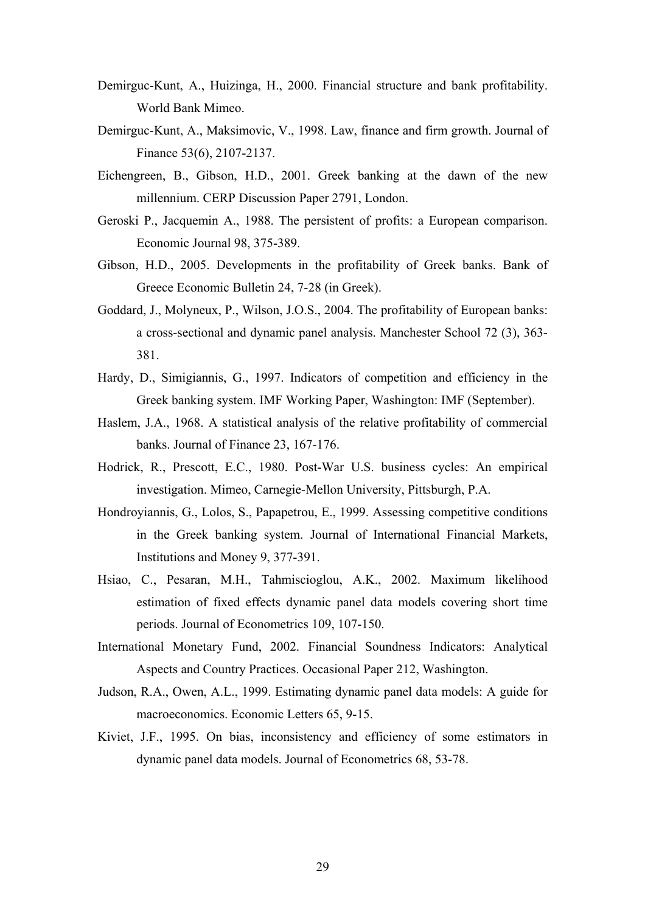Demirguc-Kunt, A., Huizinga, H., 2000. Financial structure and bank profitability. World Bank Mimeo.

Demirguc-Kunt, A., Maksimovic, V., 1998. Law, finance and firm growth. Journal of Finance 53(6), 2107-2137.

Eichengreen, B., Gibson, H.D., 2001. Greek banking at the dawn of the new millennium. CERP Discussion Paper 2791, London.

Geroski P., Jacquemin A., 1988. The persistent of profits: a European comparison. Economic Journal 98, 375-389.

Gibson, H.D., 2005. Developments in the profitability of Greek banks. Bank of Greece Economic Bulletin 24, 7-28 (in Greek).

Goddard, J., Molyneux, P., Wilson, J.O.S., 2004. The profitability of European banks: a cross-sectional and dynamic panel analysis. Manchester School 72 (3), 363-381.

Hardy, D., Simigiannis, G., 1997. Indicators of competition and efficiency in the Greek banking system. IMF Working Paper, Washington: IMF (September).

Haslem, J.A., 1968. A statistical analysis of the relative profitability of commercial banks. Journal of Finance 23, 167-176.

Hodrick, R., Prescott, E.C., 1980. Post-War U.S. business cycles: An empirical investigation. Mimeo, Carnegie-Mellon University, Pittsburgh, P.A.

Hondroyiannis, G., Lolos, S., Papapetrou, E., 1999. Assessing competitive conditions in the Greek banking system. Journal of International Financial Markets, Institutions and Money 9, 377-391.

Hsiao, C., Pesaran, M.H., Tahmiscioglou, A.K., 2002. Maximum likelihood estimation of fixed effects dynamic panel data models covering short time periods. Journal of Econometrics 109, 107-150.

International Monetary Fund, 2002. Financial Soundness Indicators: Analytical Aspects and Country Practices. Occasional Paper 212, Washington.

Judson, R.A., Owen, A.L., 1999. Estimating dynamic panel data models: A guide for macroeconomics. Economic Letters 65, 9-15.

Kiviet, J.F., 1995. On bias, inconsistency and efficiency of some estimators in dynamic panel data models. Journal of Econometrics 68, 53-78.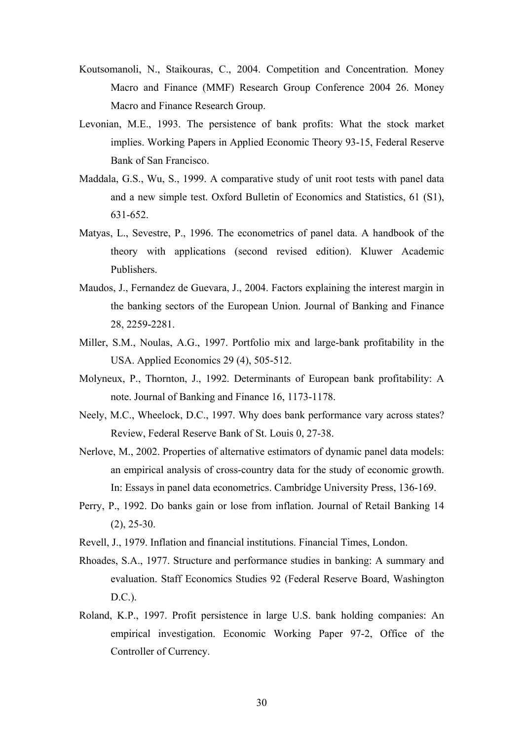Koutsomanoli, N., Staikouras, C., 2004. Competition and Concentration. Money Macro and Finance (MMF) Research Group Conference 2004 26. Money Macro and Finance Research Group.

Levonian, M.E., 1993. The persistence of bank profits: What the stock market implies. Working Papers in Applied Economic Theory 93-15, Federal Reserve Bank of San Francisco.

Maddala, G.S., Wu, S., 1999. A comparative study of unit root tests with panel data and a new simple test. Oxford Bulletin of Economics and Statistics, 61 (S1), 631-652.

Matyas, L., Sevestre, P., 1996. The econometrics of panel data. A handbook of the theory with applications (second revised edition). Kluwer Academic Publishers.

Maudos, J., Fernandez de Guevara, J., 2004. Factors explaining the interest margin in the banking sectors of the European Union. Journal of Banking and Finance 28, 2259-2281.

Miller, S.M., Noulas, A.G., 1997. Portfolio mix and large-bank profitability in the USA. Applied Economics 29 (4), 505-512.

Molyneux, P., Thornton, J., 1992. Determinants of European bank profitability: A note. Journal of Banking and Finance 16, 1173-1178.

Neely, M.C., Wheelock, D.C., 1997. Why does bank performance vary across states? Review, Federal Reserve Bank of St. Louis 0, 27-38.

Nerlove, M., 2002. Properties of alternative estimators of dynamic panel data models: an empirical analysis of cross-country data for the study of economic growth. In: Essays in panel data econometrics. Cambridge University Press, 136-169.

Perry, P., 1992. Do banks gain or lose from inflation. Journal of Retail Banking 14 (2), 25-30.

Revell, J., 1979. Inflation and financial institutions. Financial Times, London.

Rhoades, S.A., 1977. Structure and performance studies in banking: A summary and evaluation. Staff Economics Studies 92 (Federal Reserve Board, Washington D.C.).

Roland, K.P., 1997. Profit persistence in large U.S. bank holding companies: An empirical investigation. Economic Working Paper 97-2, Office of the Controller of Currency.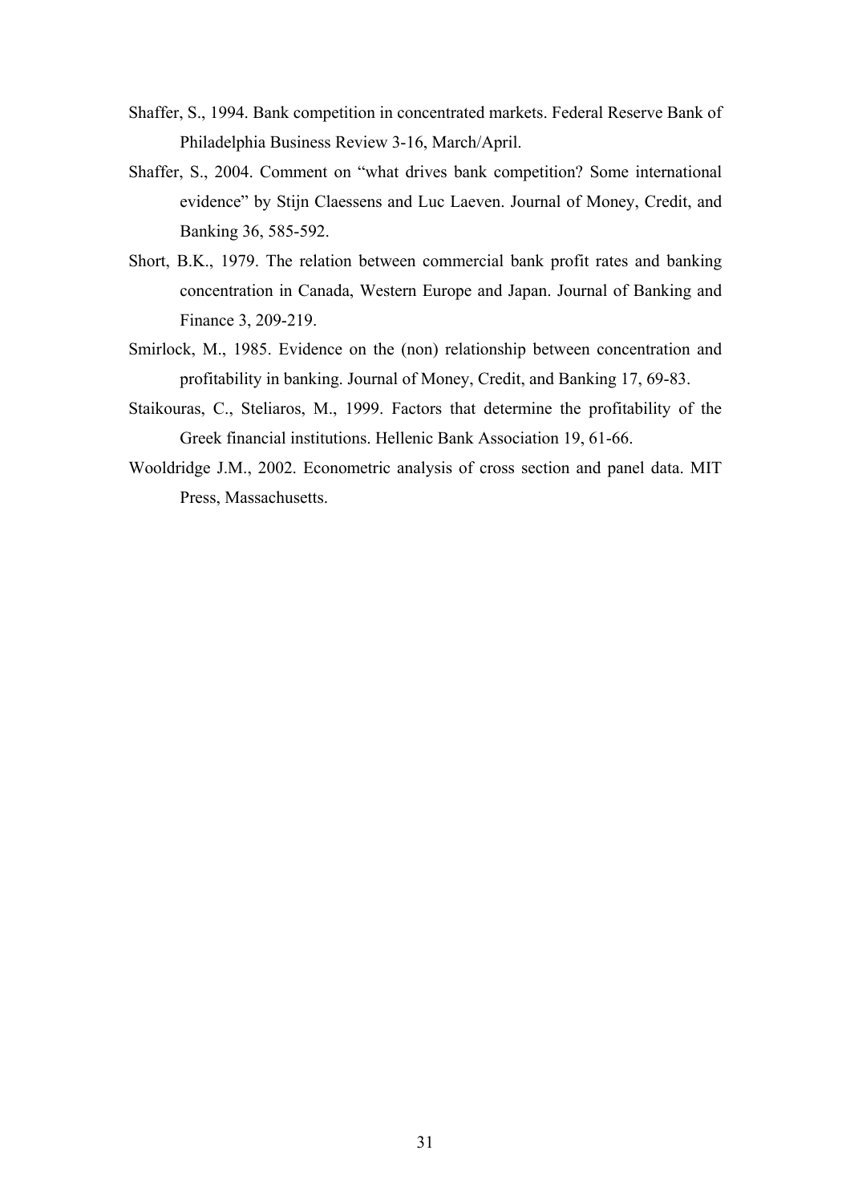Shaffer, S., 1994. Bank competition in concentrated markets. Federal Reserve Bank of Philadelphia Business Review 3-16, March/April.

Shaffer, S., 2004. Comment on "what drives bank competition? Some international evidence" by Stijn Claessens and Luc Laeven. Journal of Money, Credit, and Banking 36, 585-592.

Short, B.K., 1979. The relation between commercial bank profit rates and banking concentration in Canada, Western Europe and Japan. Journal of Banking and Finance 3, 209-219.

Smirlock, M., 1985. Evidence on the (non) relationship between concentration and profitability in banking. Journal of Money, Credit, and Banking 17, 69-83.

Staikouras, C., Steliaros, M., 1999. Factors that determine the profitability of the Greek financial institutions. Hellenic Bank Association 19, 61-66.

Wooldridge J.M., 2002. Econometric analysis of cross section and panel data. MIT Press, Massachusetts.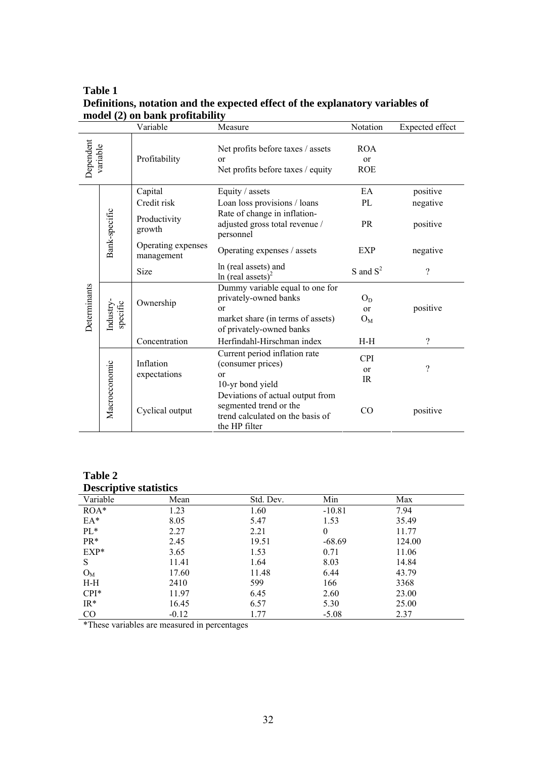**Table 1**
**Definitions, notation and the expected effect of the explanatory variables of model (2) on bank profitability**

| | | Variable | Measure | Notation | Expected effect |
|---|---|---|---|---|---|
| Dependent variable | | Profitability | Net profits before taxes / assets or Net profits before taxes / equity | ROA or ROE | |
| Determinants | Bank-specific | Capital | Equity / assets | EA | positive |
| | | Credit risk | Loan loss provisions / loans | PL | negative |
| | | Productivity growth | Rate of change in inflation-adjusted gross total revenue / personnel | PR | positive |
| | | Operating expenses management | Operating expenses / assets | EXP | negative |
| | | Size | ln (real assets) and ln (real assets)$^2$ | S and $S^2$ | ? |
| | Industry-specific | Ownership | Dummy variable equal to one for privately-owned banks or market share (in terms of assets) of privately-owned banks | $O_D$ or $O_M$ | positive |
| | | Concentration | Herfindahl-Hirschman index | H-H | ? |
| | Macroeconomic | Inflation expectations | Current period inflation rate (consumer prices) or 10-yr bond yield | CPI or IR | ? |
| | | Cyclical output | Deviations of actual output from segmented trend or the trend calculated on the basis of the HP filter | CO | positive |

**Table 2**
**Descriptive statistics**

| Variable | Mean | Std. Dev. | Min | Max |
|---|---|---|---|---|
| ROA* | 1.23 | 1.60 | -10.81 | 7.94 |
| EA* | 8.05 | 5.47 | 1.53 | 35.49 |
| PL* | 2.27 | 2.21 | 0 | 11.77 |
| PR* | 2.45 | 19.51 | -68.69 | 124.00 |
| EXP* | 3.65 | 1.53 | 0.71 | 11.06 |
| S | 11.41 | 1.64 | 8.03 | 14.84 |
| $O_M$ | 17.60 | 11.48 | 6.44 | 43.79 |
| H-H | 2410 | 599 | 166 | 3368 |
| CPI* | 11.97 | 6.45 | 2.60 | 23.00 |
| IR* | 16.45 | 6.57 | 5.30 | 25.00 |
| CO | -0.12 | 1.77 | -5.08 | 2.37 |

*These variables are measured in percentages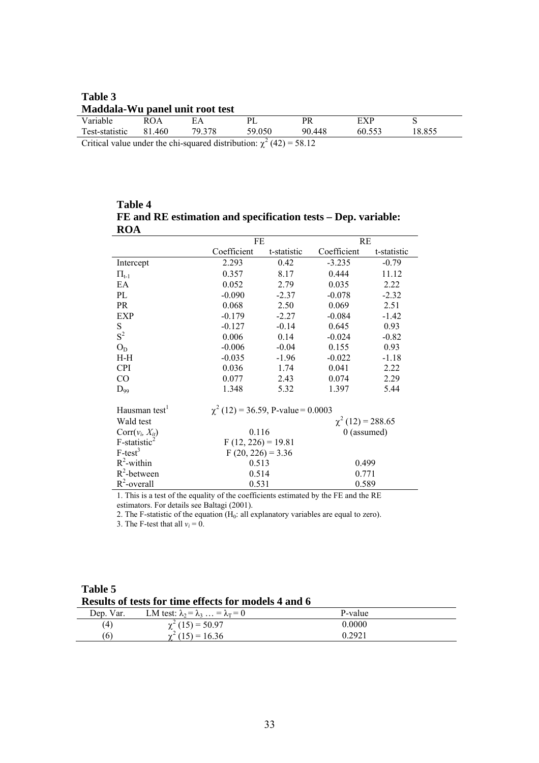**Table 3**
**Maddala-Wu panel unit root test**

| Variable | ROA | EA | PL | PR | EXP | S |
|---|---|---|---|---|---|---|
| Test-statistic | 81.460 | 79.378 | 59.050 | 90.448 | 60.553 | 18.855 |

Critical value under the chi-squared distribution: $\chi^2$ (42) = 58.12

**Table 4**
**FE and RE estimation and specification tests – Dep. variable: ROA**

| | FE | | RE | |
|---|---|---|---|---|
| | Coefficient | t-statistic | Coefficient | t-statistic |
| Intercept | 2.293 | 0.42 | -3.235 | -0.79 |
| $\Pi_{t-1}$ | 0.357 | 8.17 | 0.444 | 11.12 |
| EA | 0.052 | 2.79 | 0.035 | 2.22 |
| PL | -0.090 | -2.37 | -0.078 | -2.32 |
| PR | 0.068 | 2.50 | 0.069 | 2.51 |
| EXP | -0.179 | -2.27 | -0.084 | -1.42 |
| S | -0.127 | -0.14 | 0.645 | 0.93 |
| $S^2$ | 0.006 | 0.14 | -0.024 | -0.82 |
| $O_D$ | -0.006 | -0.04 | 0.155 | 0.93 |
| H-H | -0.035 | -1.96 | -0.022 | -1.18 |
| CPI | 0.036 | 1.74 | 0.041 | 2.22 |
| CO | 0.077 | 2.43 | 0.074 | 2.29 |
| $D_{99}$ | 1.348 | 5.32 | 1.397 | 5.44 |
| Hausman test[1] | $\chi^2$ (12) = 36.59, P-value = 0.0003 | | | |
| Wald test | | | $\chi^2$ (12) = 288.65 | |
| Corr($v_i$, $X_{it}$) | 0.116 | | 0 (assumed) | |
| F-statistic[2] | F (12, 226) = 19.81 | | | |
| F-test[3] | F (20, 226) = 3.36 | | | |
| $R^2$-within | 0.513 | | 0.499 | |
| $R^2$-between | 0.514 | | 0.771 | |
| $R^2$-overall | 0.531 | | 0.589 | |

1. This is a test of the equality of the coefficients estimated by the FE and the RE estimators. For details see Baltagi (2001).
2. The F-statistic of the equation ($H_0$: all explanatory variables are equal to zero).
3. The F-test that all $v_i = 0$.

**Table 5**
**Results of tests for time effects for models 4 and 6**

| Dep. Var. | LM test: $\lambda_2 = \lambda_3 \ldots = \lambda_T = 0$ | P-value |
|---|---|---|
| (4) | $\chi^2$ (15) = 50.97 | 0.0000 |
| (6) | $\chi^2$ (15) = 16.36 | 0.2921 |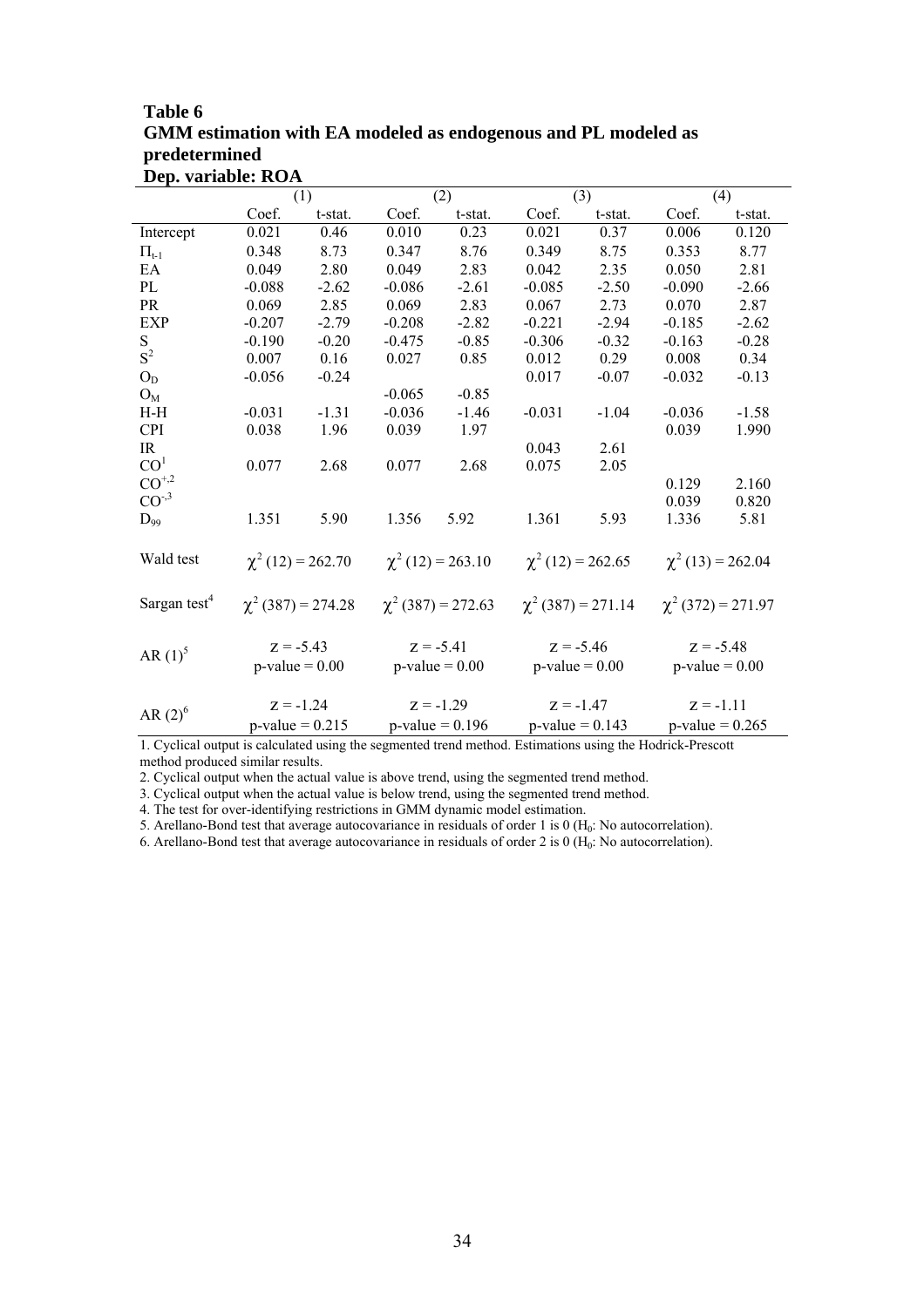**Table 6**
**GMM estimation with EA modeled as endogenous and PL modeled as predetermined**
**Dep. variable: ROA**

| | (1) | | (2) | | (3) | | (4) | |
|---|---|---|---|---|---|---|---|---|
| | Coef. | t-stat. | Coef. | t-stat. | Coef. | t-stat. | Coef. | t-stat. |
| Intercept | 0.021 | 0.46 | 0.010 | 0.23 | 0.021 | 0.37 | 0.006 | 0.120 |
| $\Pi_{t-1}$ | 0.348 | 8.73 | 0.347 | 8.76 | 0.349 | 8.75 | 0.353 | 8.77 |
| EA | 0.049 | 2.80 | 0.049 | 2.83 | 0.042 | 2.35 | 0.050 | 2.81 |
| PL | -0.088 | -2.62 | -0.086 | -2.61 | -0.085 | -2.50 | -0.090 | -2.66 |
| PR | 0.069 | 2.85 | 0.069 | 2.83 | 0.067 | 2.73 | 0.070 | 2.87 |
| EXP | -0.207 | -2.79 | -0.208 | -2.82 | -0.221 | -2.94 | -0.185 | -2.62 |
| S | -0.190 | -0.20 | -0.475 | -0.85 | -0.306 | -0.32 | -0.163 | -0.28 |
| $S^2$ | 0.007 | 0.16 | 0.027 | 0.85 | 0.012 | 0.29 | 0.008 | 0.34 |
| $O_D$ | -0.056 | -0.24 | | | 0.017 | -0.07 | -0.032 | -0.13 |
| $O_M$ | | | -0.065 | -0.85 | | | | |
| H-H | -0.031 | -1.31 | -0.036 | -1.46 | -0.031 | -1.04 | -0.036 | -1.58 |
| CPI | 0.038 | 1.96 | 0.039 | 1.97 | | | 0.039 | 1.990 |
| IR | | | | | 0.043 | 2.61 | | |
| $CO^1$ | 0.077 | 2.68 | 0.077 | 2.68 | 0.075 | 2.05 | | |
| $CO^{+,2}$ | | | | | | | 0.129 | 2.160 |
| $CO^{-,3}$ | | | | | | | 0.039 | 0.820 |
| $D_{99}$ | 1.351 | 5.90 | 1.356 | 5.92 | 1.361 | 5.93 | 1.336 | 5.81 |
| Wald test | $\chi^2$ (12) = 262.70 | | $\chi^2$ (12) = 263.10 | | $\chi^2$ (12) = 262.65 | | $\chi^2$ (13) = 262.04 | |
| Sargan test[4] | $\chi^2$ (387) = 274.28 | | $\chi^2$ (387) = 272.63 | | $\chi^2$ (387) = 271.14 | | $\chi^2$ (372) = 271.97 | |
| AR (1)[5] | z = -5.43, p-value = 0.00 | | z = -5.41, p-value = 0.00 | | z = -5.46, p-value = 0.00 | | z = -5.48, p-value = 0.00 | |
| AR (2)[6] | z = -1.24, p-value = 0.215 | | z = -1.29, p-value = 0.196 | | z = -1.47, p-value = 0.143 | | z = -1.11, p-value = 0.265 | |

1. Cyclical output is calculated using the segmented trend method. Estimations using the Hodrick-Prescott method produced similar results.

2. Cyclical output when the actual value is above trend, using the segmented trend method.

3. Cyclical output when the actual value is below trend, using the segmented trend method.

4. The test for over-identifying restrictions in GMM dynamic model estimation.

5. Arellano-Bond test that average autocovariance in residuals of order 1 is 0 ($H_0$: No autocorrelation).

6. Arellano-Bond test that average autocovariance in residuals of order 2 is 0 ($H_0$: No autocorrelation).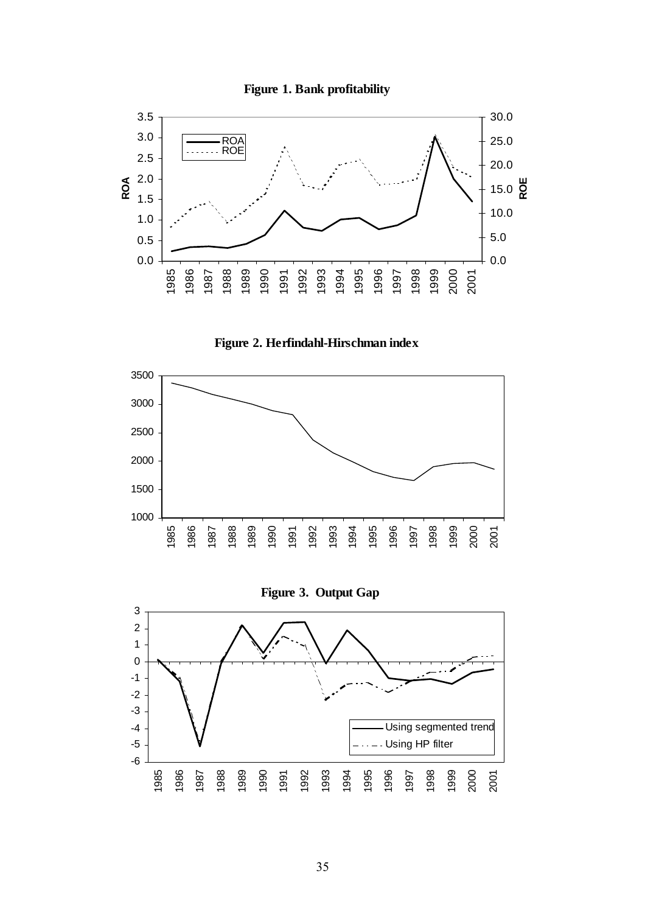**Figure 1. Bank profitability**

**Figure 2. Herfindahl-Hirschman index**

**Figure 3. Output Gap**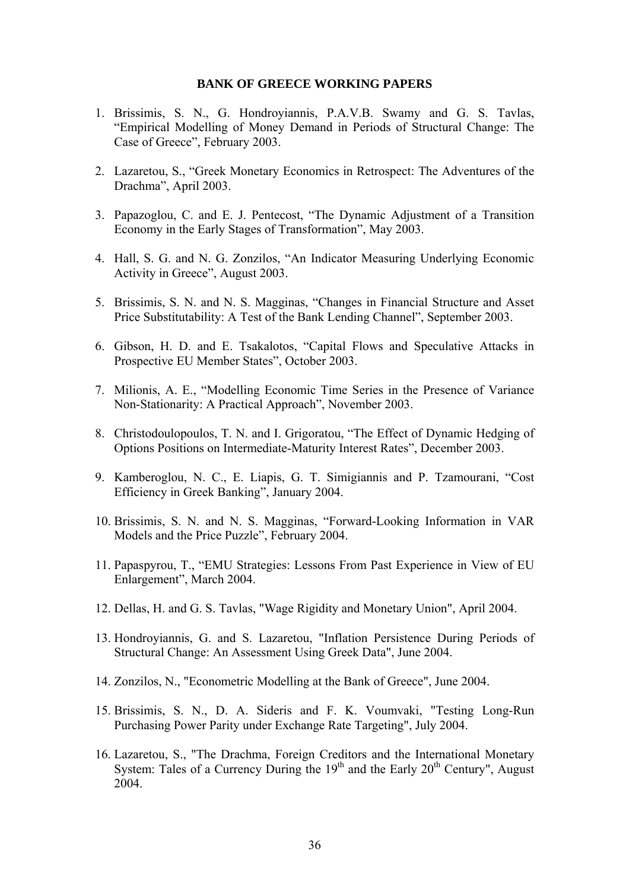**BANK OF GREECE WORKING PAPERS**

1. Brissimis, S. N., G. Hondroyiannis, P.A.V.B. Swamy and G. S. Tavlas, "Empirical Modelling of Money Demand in Periods of Structural Change: The Case of Greece", February 2003.

2. Lazaretou, S., "Greek Monetary Economics in Retrospect: The Adventures of the Drachma", April 2003.

3. Papazoglou, C. and E. J. Pentecost, "The Dynamic Adjustment of a Transition Economy in the Early Stages of Transformation", May 2003.

4. Hall, S. G. and N. G. Zonzilos, "An Indicator Measuring Underlying Economic Activity in Greece", August 2003.

5. Brissimis, S. N. and N. S. Magginas, "Changes in Financial Structure and Asset Price Substitutability: A Test of the Bank Lending Channel", September 2003.

6. Gibson, H. D. and E. Tsakalotos, "Capital Flows and Speculative Attacks in Prospective EU Member States", October 2003.

7. Milionis, A. E., "Modelling Economic Time Series in the Presence of Variance Non-Stationarity: A Practical Approach", November 2003.

8. Christodoulopoulos, T. N. and I. Grigoratou, "The Effect of Dynamic Hedging of Options Positions on Intermediate-Maturity Interest Rates", December 2003.

9. Kamberoglou, N. C., E. Liapis, G. T. Simigiannis and P. Tzamourani, "Cost Efficiency in Greek Banking", January 2004.

10. Brissimis, S. N. and N. S. Magginas, "Forward-Looking Information in VAR Models and the Price Puzzle", February 2004.

11. Papaspyrou, T., "EMU Strategies: Lessons From Past Experience in View of EU Enlargement", March 2004.

12. Dellas, H. and G. S. Tavlas, "Wage Rigidity and Monetary Union", April 2004.

13. Hondroyiannis, G. and S. Lazaretou, "Inflation Persistence During Periods of Structural Change: An Assessment Using Greek Data", June 2004.

14. Zonzilos, N., "Econometric Modelling at the Bank of Greece", June 2004.

15. Brissimis, S. N., D. A. Sideris and F. K. Voumvaki, "Testing Long-Run Purchasing Power Parity under Exchange Rate Targeting", July 2004.

16. Lazaretou, S., "The Drachma, Foreign Creditors and the International Monetary System: Tales of a Currency During the 19th and the Early 20th Century", August 2004.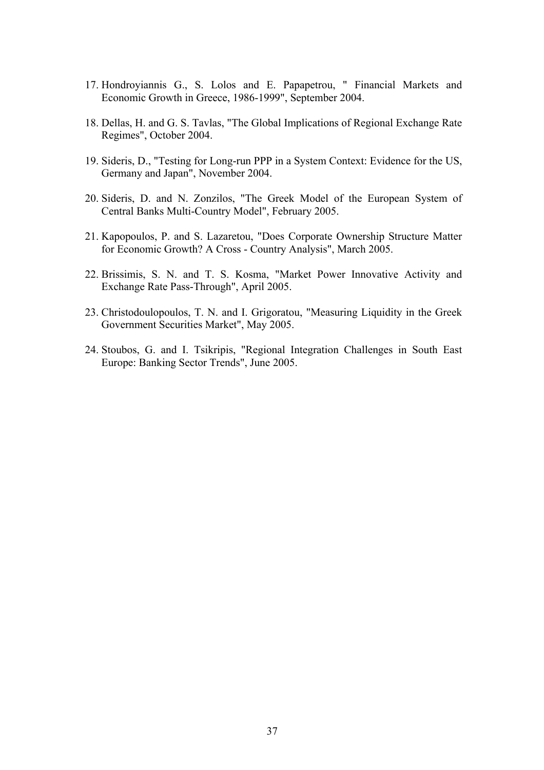17. Hondroyiannis G., S. Lolos and E. Papapetrou, " Financial Markets and Economic Growth in Greece, 1986-1999", September 2004.

18. Dellas, H. and G. S. Tavlas, "The Global Implications of Regional Exchange Rate Regimes", October 2004.

19. Sideris, D., "Testing for Long-run PPP in a System Context: Evidence for the US, Germany and Japan", November 2004.

20. Sideris, D. and N. Zonzilos, "The Greek Model of the European System of Central Banks Multi-Country Model", February 2005.

21. Kapopoulos, P. and S. Lazaretou, "Does Corporate Ownership Structure Matter for Economic Growth? A Cross - Country Analysis", March 2005.

22. Brissimis, S. N. and T. S. Kosma, "Market Power Innovative Activity and Exchange Rate Pass-Through", April 2005.

23. Christodoulopoulos, T. N. and I. Grigoratou, "Measuring Liquidity in the Greek Government Securities Market", May 2005.

24. Stoubos, G. and I. Tsikripis, "Regional Integration Challenges in South East Europe: Banking Sector Trends", June 2005.